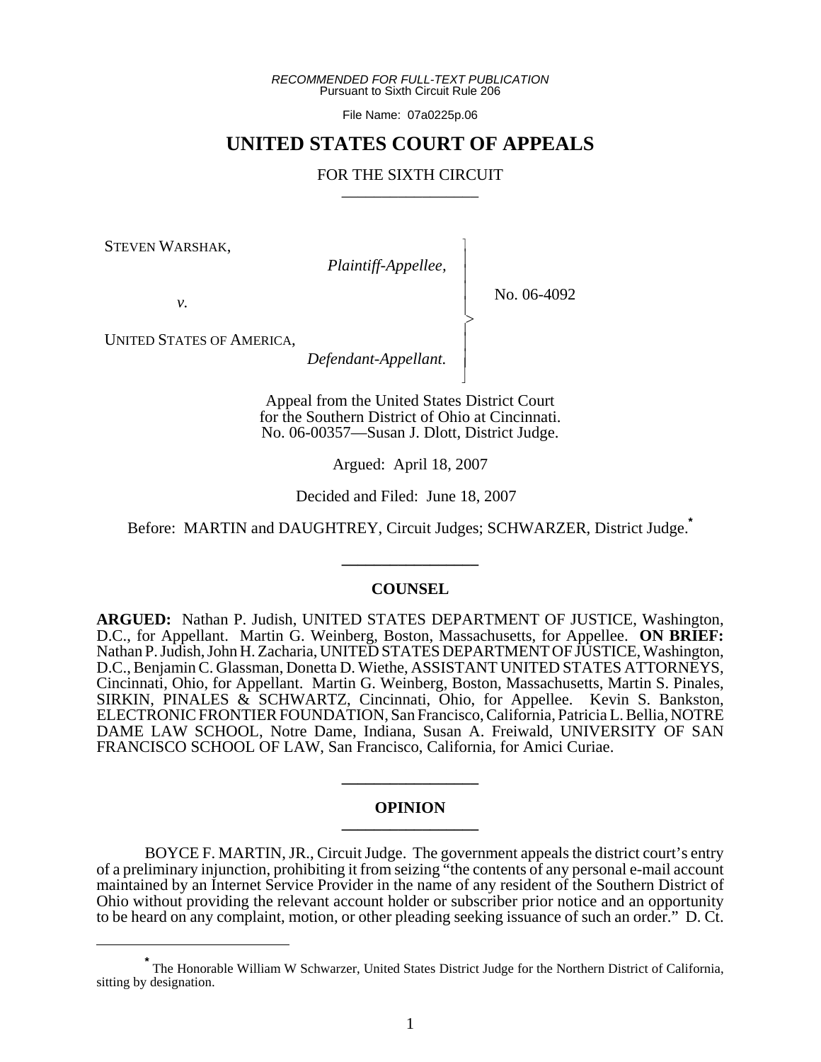*RECOMMENDED FOR FULL-TEXT PUBLICATION*
Pursuant to Sixth Circuit Rule 206

File Name: 07a0225p.06

# UNITED STATES COURT OF APPEALS

## FOR THE SIXTH CIRCUIT

STEVEN WARSHAK,
*Plaintiff-Appellee,*

*v.*

UNITED STATES OF AMERICA,
*Defendant-Appellant.*

No. 06-4092

Appeal from the United States District Court for the Southern District of Ohio at Cincinnati.
No. 06-00357—Susan J. Dlott, District Judge.

Argued: April 18, 2007

Decided and Filed: June 18, 2007

Before: MARTIN and DAUGHTREY, Circuit Judges; SCHWARZER, District Judge.[*]

## COUNSEL

**ARGUED:** Nathan P. Judish, UNITED STATES DEPARTMENT OF JUSTICE, Washington, D.C., for Appellant. Martin G. Weinberg, Boston, Massachusetts, for Appellee. **ON BRIEF:** Nathan P. Judish, John H. Zacharia, UNITED STATES DEPARTMENT OF JUSTICE, Washington, D.C., Benjamin C. Glassman, Donetta D. Wiethe, ASSISTANT UNITED STATES ATTORNEYS, Cincinnati, Ohio, for Appellant. Martin G. Weinberg, Boston, Massachusetts, Martin S. Pinales, SIRKIN, PINALES & SCHWARTZ, Cincinnati, Ohio, for Appellee. Kevin S. Bankston, ELECTRONIC FRONTIER FOUNDATION, San Francisco, California, Patricia L. Bellia, NOTRE DAME LAW SCHOOL, Notre Dame, Indiana, Susan A. Freiwald, UNIVERSITY OF SAN FRANCISCO SCHOOL OF LAW, San Francisco, California, for Amici Curiae.

## OPINION

BOYCE F. MARTIN, JR., Circuit Judge. The government appeals the district court's entry of a preliminary injunction, prohibiting it from seizing "the contents of any personal e-mail account maintained by an Internet Service Provider in the name of any resident of the Southern District of Ohio without providing the relevant account holder or subscriber prior notice and an opportunity to be heard on any complaint, motion, or other pleading seeking issuance of such an order." D. Ct.

---

[*] The Honorable William W Schwarzer, United States District Judge for the Northern District of California, sitting by designation.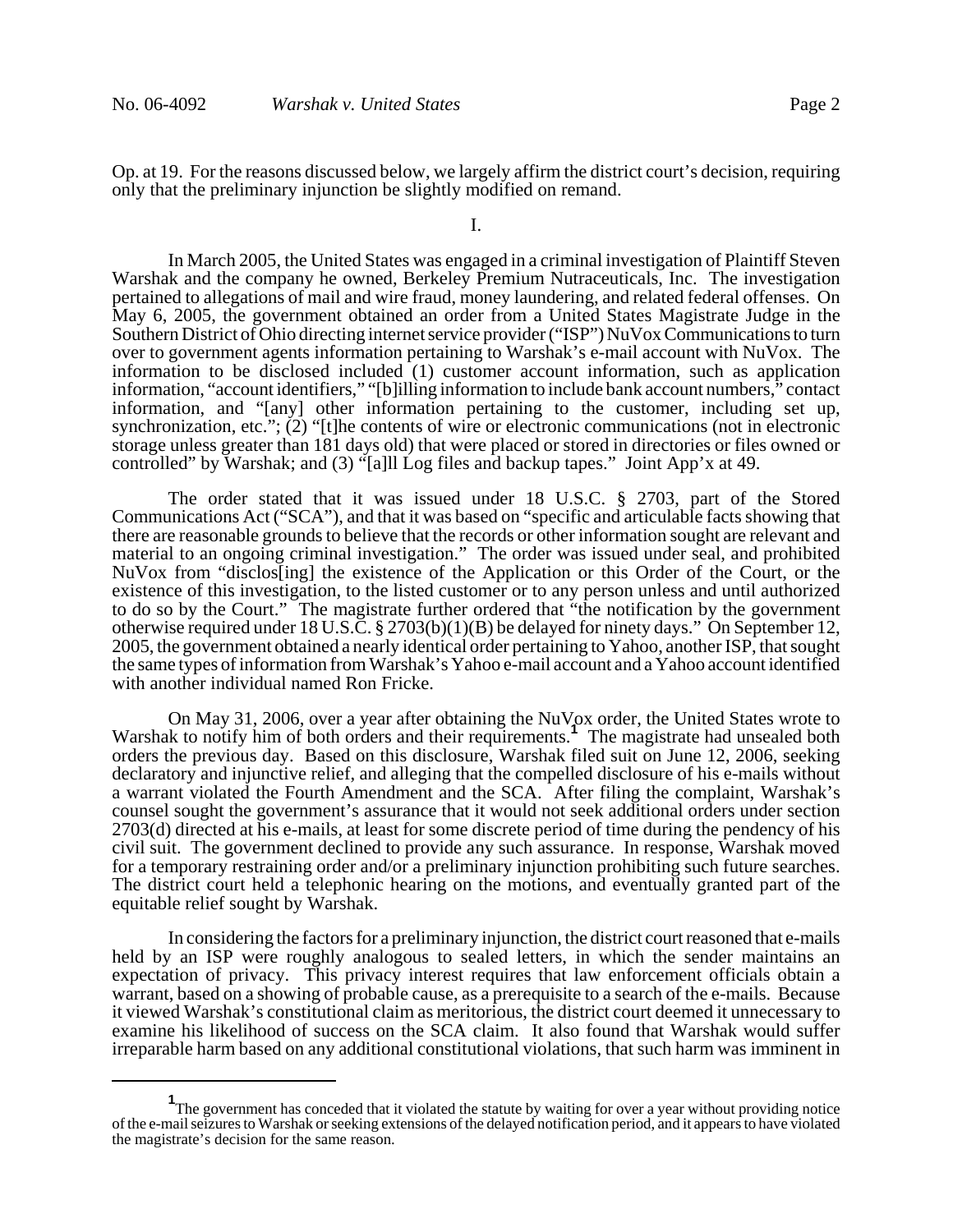Op. at 19. For the reasons discussed below, we largely affirm the district court's decision, requiring only that the preliminary injunction be slightly modified on remand.

I.

In March 2005, the United States was engaged in a criminal investigation of Plaintiff Steven Warshak and the company he owned, Berkeley Premium Nutraceuticals, Inc. The investigation pertained to allegations of mail and wire fraud, money laundering, and related federal offenses. On May 6, 2005, the government obtained an order from a United States Magistrate Judge in the Southern District of Ohio directing internet service provider ("ISP") NuVox Communications to turn over to government agents information pertaining to Warshak's e-mail account with NuVox. The information to be disclosed included (1) customer account information, such as application information, "account identifiers," "[b]illing information to include bank account numbers," contact information, and "[any] other information pertaining to the customer, including set up, synchronization, etc."; (2) "[t]he contents of wire or electronic communications (not in electronic storage unless greater than 181 days old) that were placed or stored in directories or files owned or controlled" by Warshak; and (3) "[a]ll Log files and backup tapes." Joint App'x at 49.

The order stated that it was issued under 18 U.S.C. § 2703, part of the Stored Communications Act ("SCA"), and that it was based on "specific and articulable facts showing that there are reasonable grounds to believe that the records or other information sought are relevant and material to an ongoing criminal investigation." The order was issued under seal, and prohibited NuVox from "disclos[ing] the existence of the Application or this Order of the Court, or the existence of this investigation, to the listed customer or to any person unless and until authorized to do so by the Court." The magistrate further ordered that "the notification by the government otherwise required under 18 U.S.C. § 2703(b)(1)(B) be delayed for ninety days." On September 12, 2005, the government obtained a nearly identical order pertaining to Yahoo, another ISP, that sought the same types of information from Warshak's Yahoo e-mail account and a Yahoo account identified with another individual named Ron Fricke.

On May 31, 2006, over a year after obtaining the NuVox order, the United States wrote to Warshak to notify him of both orders and their requirements.[1] The magistrate had unsealed both orders the previous day. Based on this disclosure, Warshak filed suit on June 12, 2006, seeking declaratory and injunctive relief, and alleging that the compelled disclosure of his e-mails without a warrant violated the Fourth Amendment and the SCA. After filing the complaint, Warshak's counsel sought the government's assurance that it would not seek additional orders under section 2703(d) directed at his e-mails, at least for some discrete period of time during the pendency of his civil suit. The government declined to provide any such assurance. In response, Warshak moved for a temporary restraining order and/or a preliminary injunction prohibiting such future searches. The district court held a telephonic hearing on the motions, and eventually granted part of the equitable relief sought by Warshak.

In considering the factors for a preliminary injunction, the district court reasoned that e-mails held by an ISP were roughly analogous to sealed letters, in which the sender maintains an expectation of privacy. This privacy interest requires that law enforcement officials obtain a warrant, based on a showing of probable cause, as a prerequisite to a search of the e-mails. Because it viewed Warshak's constitutional claim as meritorious, the district court deemed it unnecessary to examine his likelihood of success on the SCA claim. It also found that Warshak would suffer irreparable harm based on any additional constitutional violations, that such harm was imminent in

[1] The government has conceded that it violated the statute by waiting for over a year without providing notice of the e-mail seizures to Warshak or seeking extensions of the delayed notification period, and it appears to have violated the magistrate's decision for the same reason.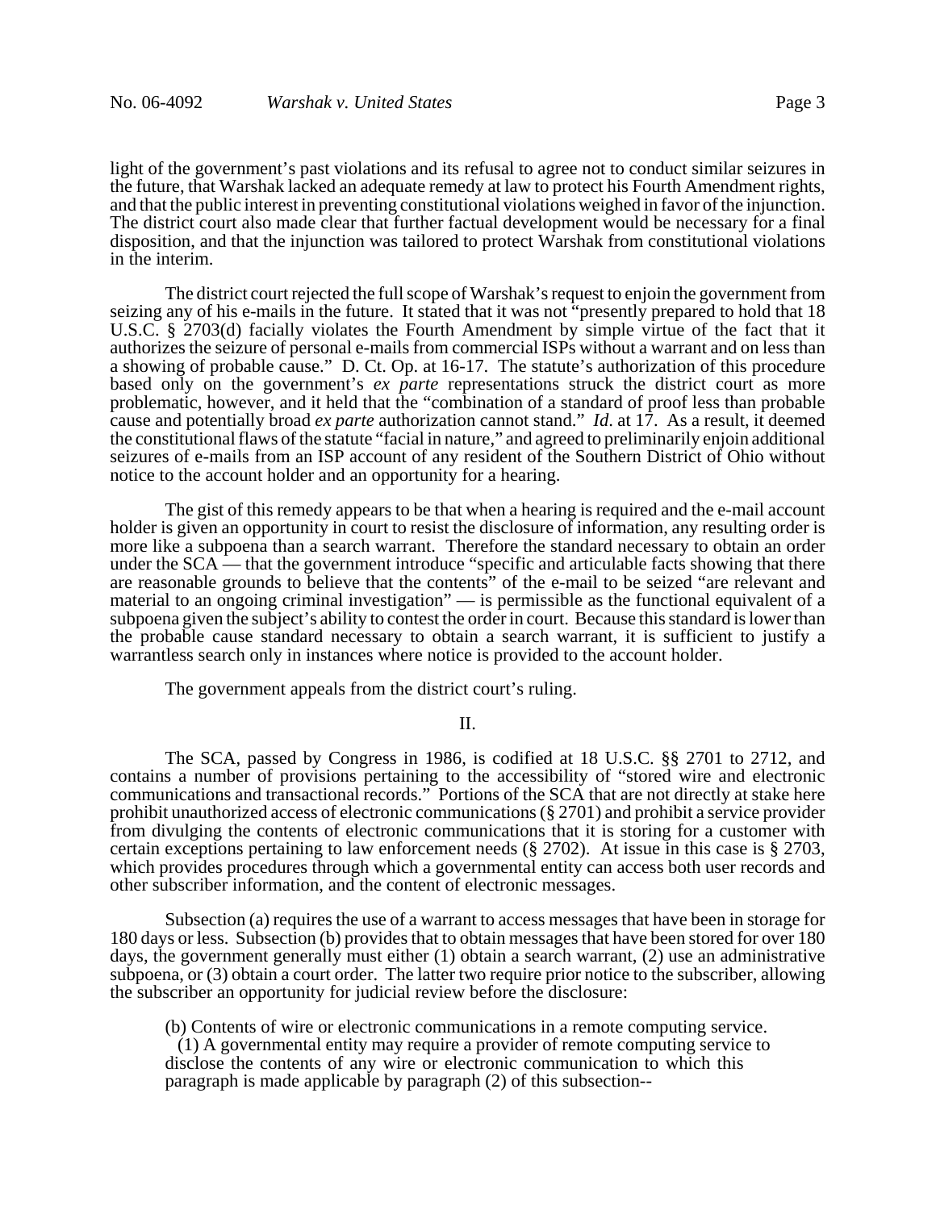light of the government's past violations and its refusal to agree not to conduct similar seizures in the future, that Warshak lacked an adequate remedy at law to protect his Fourth Amendment rights, and that the public interest in preventing constitutional violations weighed in favor of the injunction. The district court also made clear that further factual development would be necessary for a final disposition, and that the injunction was tailored to protect Warshak from constitutional violations in the interim.

The district court rejected the full scope of Warshak's request to enjoin the government from seizing any of his e-mails in the future. It stated that it was not "presently prepared to hold that 18 U.S.C. § 2703(d) facially violates the Fourth Amendment by simple virtue of the fact that it authorizes the seizure of personal e-mails from commercial ISPs without a warrant and on less than a showing of probable cause." D. Ct. Op. at 16-17. The statute's authorization of this procedure based only on the government's *ex parte* representations struck the district court as more problematic, however, and it held that the "combination of a standard of proof less than probable cause and potentially broad *ex parte* authorization cannot stand." *Id*. at 17. As a result, it deemed the constitutional flaws of the statute "facial in nature," and agreed to preliminarily enjoin additional seizures of e-mails from an ISP account of any resident of the Southern District of Ohio without notice to the account holder and an opportunity for a hearing.

The gist of this remedy appears to be that when a hearing is required and the e-mail account holder is given an opportunity in court to resist the disclosure of information, any resulting order is more like a subpoena than a search warrant. Therefore the standard necessary to obtain an order under the SCA — that the government introduce "specific and articulable facts showing that there are reasonable grounds to believe that the contents" of the e-mail to be seized "are relevant and material to an ongoing criminal investigation" — is permissible as the functional equivalent of a subpoena given the subject's ability to contest the order in court. Because this standard is lower than the probable cause standard necessary to obtain a search warrant, it is sufficient to justify a warrantless search only in instances where notice is provided to the account holder.

The government appeals from the district court's ruling.

## II.

The SCA, passed by Congress in 1986, is codified at 18 U.S.C. §§ 2701 to 2712, and contains a number of provisions pertaining to the accessibility of "stored wire and electronic communications and transactional records." Portions of the SCA that are not directly at stake here prohibit unauthorized access of electronic communications (§ 2701) and prohibit a service provider from divulging the contents of electronic communications that it is storing for a customer with certain exceptions pertaining to law enforcement needs (§ 2702). At issue in this case is § 2703, which provides procedures through which a governmental entity can access both user records and other subscriber information, and the content of electronic messages.

Subsection (a) requires the use of a warrant to access messages that have been in storage for 180 days or less. Subsection (b) provides that to obtain messages that have been stored for over 180 days, the government generally must either (1) obtain a search warrant, (2) use an administrative subpoena, or (3) obtain a court order. The latter two require prior notice to the subscriber, allowing the subscriber an opportunity for judicial review before the disclosure:

> (b) Contents of wire or electronic communications in a remote computing service.
>
> (1) A governmental entity may require a provider of remote computing service to disclose the contents of any wire or electronic communication to which this paragraph is made applicable by paragraph (2) of this subsection--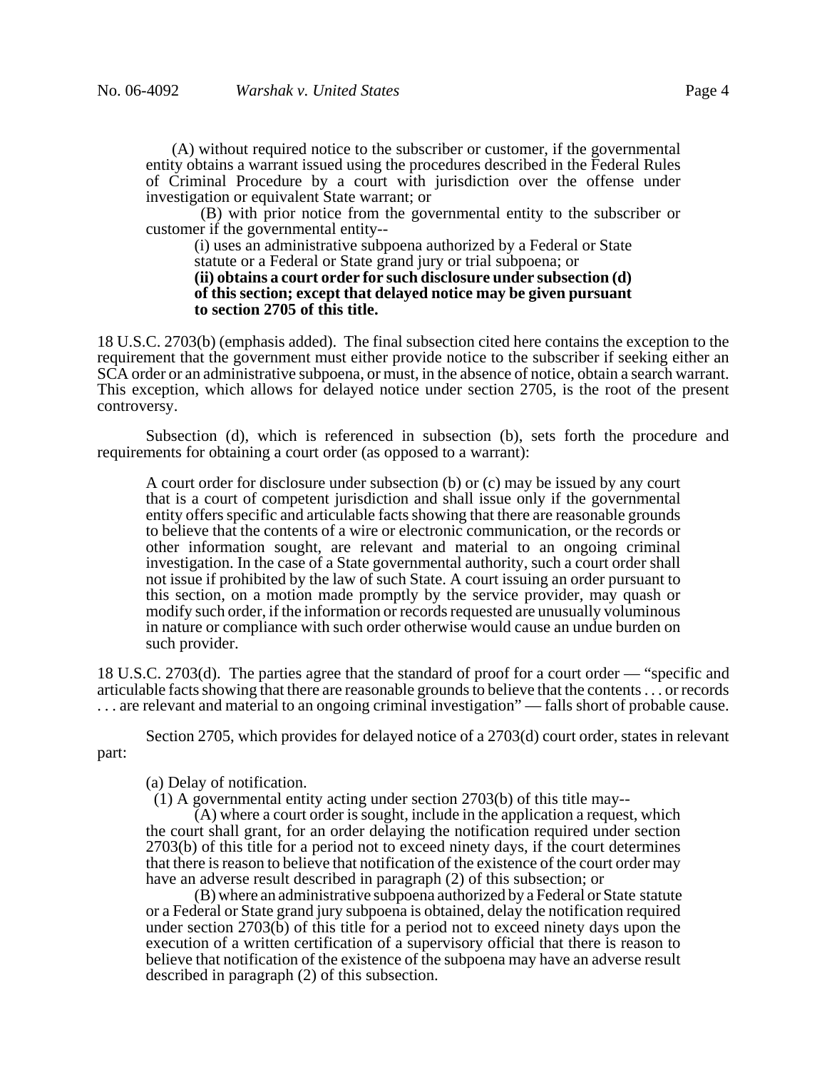(A) without required notice to the subscriber or customer, if the governmental entity obtains a warrant issued using the procedures described in the Federal Rules of Criminal Procedure by a court with jurisdiction over the offense under investigation or equivalent State warrant; or

(B) with prior notice from the governmental entity to the subscriber or customer if the governmental entity--

(i) uses an administrative subpoena authorized by a Federal or State statute or a Federal or State grand jury or trial subpoena; or

**(ii) obtains a court order for such disclosure under subsection (d) of this section; except that delayed notice may be given pursuant to section 2705 of this title.**

18 U.S.C. 2703(b) (emphasis added). The final subsection cited here contains the exception to the requirement that the government must either provide notice to the subscriber if seeking either an SCA order or an administrative subpoena, or must, in the absence of notice, obtain a search warrant. This exception, which allows for delayed notice under section 2705, is the root of the present controversy.

Subsection (d), which is referenced in subsection (b), sets forth the procedure and requirements for obtaining a court order (as opposed to a warrant):

> A court order for disclosure under subsection (b) or (c) may be issued by any court that is a court of competent jurisdiction and shall issue only if the governmental entity offers specific and articulable facts showing that there are reasonable grounds to believe that the contents of a wire or electronic communication, or the records or other information sought, are relevant and material to an ongoing criminal investigation. In the case of a State governmental authority, such a court order shall not issue if prohibited by the law of such State. A court issuing an order pursuant to this section, on a motion made promptly by the service provider, may quash or modify such order, if the information or records requested are unusually voluminous in nature or compliance with such order otherwise would cause an undue burden on such provider.

18 U.S.C. 2703(d). The parties agree that the standard of proof for a court order — "specific and articulable facts showing that there are reasonable grounds to believe that the contents . . . or records . . . are relevant and material to an ongoing criminal investigation" — falls short of probable cause.

Section 2705, which provides for delayed notice of a 2703(d) court order, states in relevant part:

> (a) Delay of notification.
>
> (1) A governmental entity acting under section 2703(b) of this title may--
>
> (A) where a court order is sought, include in the application a request, which the court shall grant, for an order delaying the notification required under section 2703(b) of this title for a period not to exceed ninety days, if the court determines that there is reason to believe that notification of the existence of the court order may have an adverse result described in paragraph (2) of this subsection; or
>
> (B) where an administrative subpoena authorized by a Federal or State statute or a Federal or State grand jury subpoena is obtained, delay the notification required under section 2703(b) of this title for a period not to exceed ninety days upon the execution of a written certification of a supervisory official that there is reason to believe that notification of the existence of the subpoena may have an adverse result described in paragraph (2) of this subsection.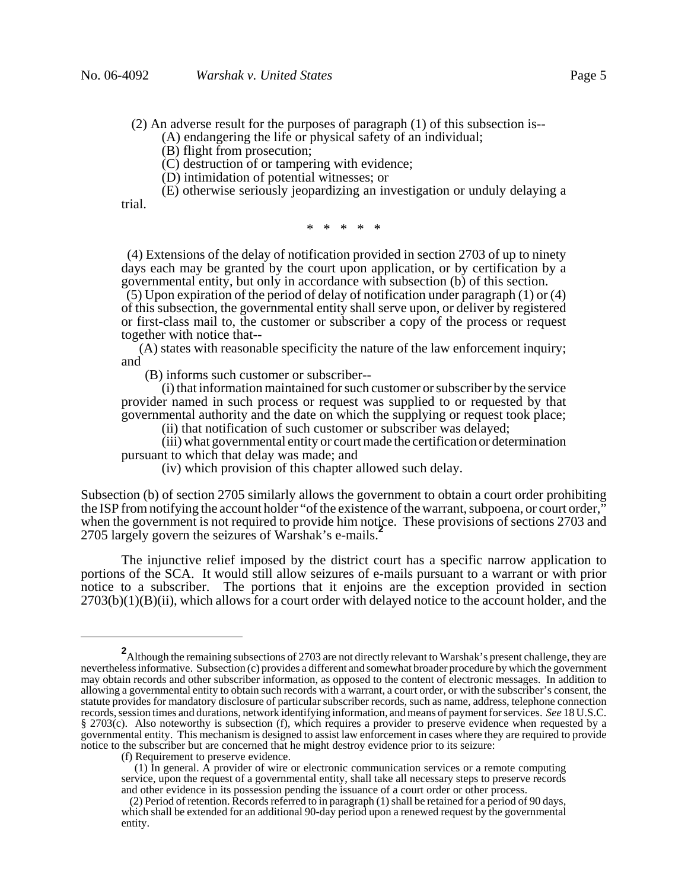(2) An adverse result for the purposes of paragraph (1) of this subsection is--

(A) endangering the life or physical safety of an individual;

(B) flight from prosecution;

(C) destruction of or tampering with evidence;

(D) intimidation of potential witnesses; or

(E) otherwise seriously jeopardizing an investigation or unduly delaying a trial.

\* \* \* \* \*

(4) Extensions of the delay of notification provided in section 2703 of up to ninety days each may be granted by the court upon application, or by certification by a governmental entity, but only in accordance with subsection (b) of this section.

(5) Upon expiration of the period of delay of notification under paragraph (1) or (4) of this subsection, the governmental entity shall serve upon, or deliver by registered or first-class mail to, the customer or subscriber a copy of the process or request together with notice that--

(A) states with reasonable specificity the nature of the law enforcement inquiry; and

(B) informs such customer or subscriber--

(i) that information maintained for such customer or subscriber by the service provider named in such process or request was supplied to or requested by that governmental authority and the date on which the supplying or request took place;

(ii) that notification of such customer or subscriber was delayed;

(iii) what governmental entity or court made the certification or determination pursuant to which that delay was made; and

(iv) which provision of this chapter allowed such delay.

Subsection (b) of section 2705 similarly allows the government to obtain a court order prohibiting the ISP from notifying the account holder "of the existence of the warrant, subpoena, or court order," when the government is not required to provide him notice. These provisions of sections 2703 and 2705 largely govern the seizures of Warshak's e-mails.[2]

The injunctive relief imposed by the district court has a specific narrow application to portions of the SCA. It would still allow seizures of e-mails pursuant to a warrant or with prior notice to a subscriber. The portions that it enjoins are the exception provided in section 2703(b)(1)(B)(ii), which allows for a court order with delayed notice to the account holder, and the

---

[2]Although the remaining subsections of 2703 are not directly relevant to Warshak's present challenge, they are nevertheless informative. Subsection (c) provides a different and somewhat broader procedure by which the government may obtain records and other subscriber information, as opposed to the content of electronic messages. In addition to allowing a governmental entity to obtain such records with a warrant, a court order, or with the subscriber's consent, the statute provides for mandatory disclosure of particular subscriber records, such as name, address, telephone connection records, session times and durations, network identifying information, and means of payment for services. *See* 18 U.S.C. § 2703(c). Also noteworthy is subsection (f), which requires a provider to preserve evidence when requested by a governmental entity. This mechanism is designed to assist law enforcement in cases where they are required to provide notice to the subscriber but are concerned that he might destroy evidence prior to its seizure:

(f) Requirement to preserve evidence.

(1) In general. A provider of wire or electronic communication services or a remote computing service, upon the request of a governmental entity, shall take all necessary steps to preserve records and other evidence in its possession pending the issuance of a court order or other process.

(2) Period of retention. Records referred to in paragraph (1) shall be retained for a period of 90 days, which shall be extended for an additional 90-day period upon a renewed request by the governmental entity.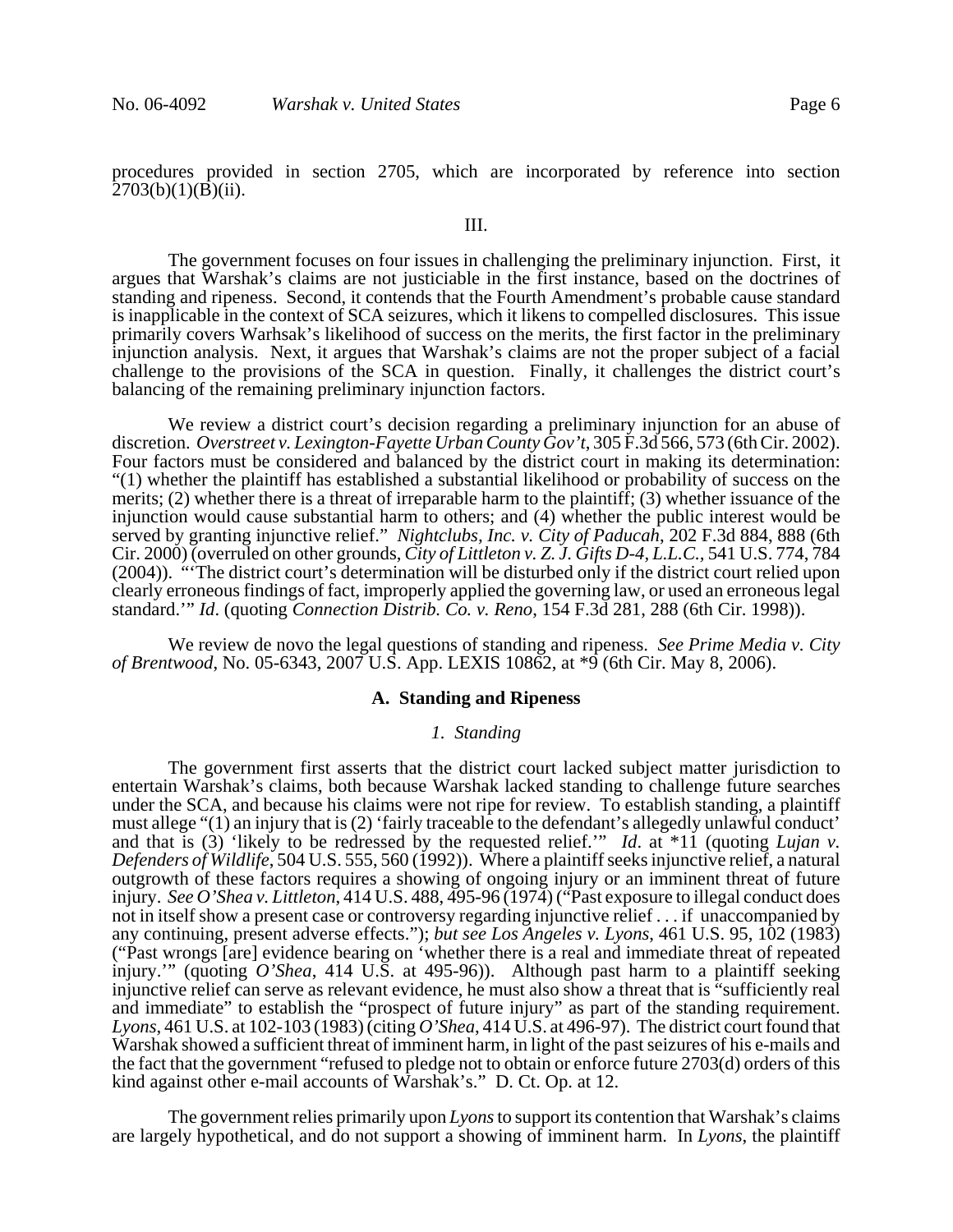procedures provided in section 2705, which are incorporated by reference into section 2703(b)(1)(B)(ii).

## III.

The government focuses on four issues in challenging the preliminary injunction. First, it argues that Warshak's claims are not justiciable in the first instance, based on the doctrines of standing and ripeness. Second, it contends that the Fourth Amendment's probable cause standard is inapplicable in the context of SCA seizures, which it likens to compelled disclosures. This issue primarily covers Warhsak's likelihood of success on the merits, the first factor in the preliminary injunction analysis. Next, it argues that Warshak's claims are not the proper subject of a facial challenge to the provisions of the SCA in question. Finally, it challenges the district court's balancing of the remaining preliminary injunction factors.

We review a district court's decision regarding a preliminary injunction for an abuse of discretion. *Overstreet v. Lexington-Fayette Urban County Gov't*, 305 F.3d 566, 573 (6th Cir. 2002). Four factors must be considered and balanced by the district court in making its determination: "(1) whether the plaintiff has established a substantial likelihood or probability of success on the merits; (2) whether there is a threat of irreparable harm to the plaintiff; (3) whether issuance of the injunction would cause substantial harm to others; and (4) whether the public interest would be served by granting injunctive relief." *Nightclubs, Inc. v. City of Paducah*, 202 F.3d 884, 888 (6th Cir. 2000) (overruled on other grounds, *City of Littleton v. Z. J. Gifts D-4, L.L.C.*, 541 U.S. 774, 784 (2004)). "'The district court's determination will be disturbed only if the district court relied upon clearly erroneous findings of fact, improperly applied the governing law, or used an erroneous legal standard.'" *Id*. (quoting *Connection Distrib. Co. v. Reno*, 154 F.3d 281, 288 (6th Cir. 1998)).

We review de novo the legal questions of standing and ripeness. *See Prime Media v. City of Brentwood*, No. 05-6343, 2007 U.S. App. LEXIS 10862, at *9 (6th Cir. May 8, 2006).

### A. Standing and Ripeness

#### *1. Standing*

The government first asserts that the district court lacked subject matter jurisdiction to entertain Warshak's claims, both because Warshak lacked standing to challenge future searches under the SCA, and because his claims were not ripe for review. To establish standing, a plaintiff must allege "(1) an injury that is (2) 'fairly traceable to the defendant's allegedly unlawful conduct' and that is (3) 'likely to be redressed by the requested relief.'" *Id*. at *11 (quoting *Lujan v. Defenders of Wildlife*, 504 U.S. 555, 560 (1992)). Where a plaintiff seeks injunctive relief, a natural outgrowth of these factors requires a showing of ongoing injury or an imminent threat of future injury. *See O'Shea v. Littleton*, 414 U.S. 488, 495-96 (1974) ("Past exposure to illegal conduct does not in itself show a present case or controversy regarding injunctive relief . . . if unaccompanied by any continuing, present adverse effects."); *but see Los Angeles v. Lyons*, 461 U.S. 95, 102 (1983) ("Past wrongs [are] evidence bearing on 'whether there is a real and immediate threat of repeated injury.'" (quoting *O'Shea*, 414 U.S. at 495-96)). Although past harm to a plaintiff seeking injunctive relief can serve as relevant evidence, he must also show a threat that is "sufficiently real and immediate" to establish the "prospect of future injury" as part of the standing requirement. *Lyons*, 461 U.S. at 102-103 (1983) (citing *O'Shea*, 414 U.S. at 496-97). The district court found that Warshak showed a sufficient threat of imminent harm, in light of the past seizures of his e-mails and the fact that the government "refused to pledge not to obtain or enforce future 2703(d) orders of this kind against other e-mail accounts of Warshak's." D. Ct. Op. at 12.

The government relies primarily upon *Lyons* to support its contention that Warshak's claims are largely hypothetical, and do not support a showing of imminent harm. In *Lyons*, the plaintiff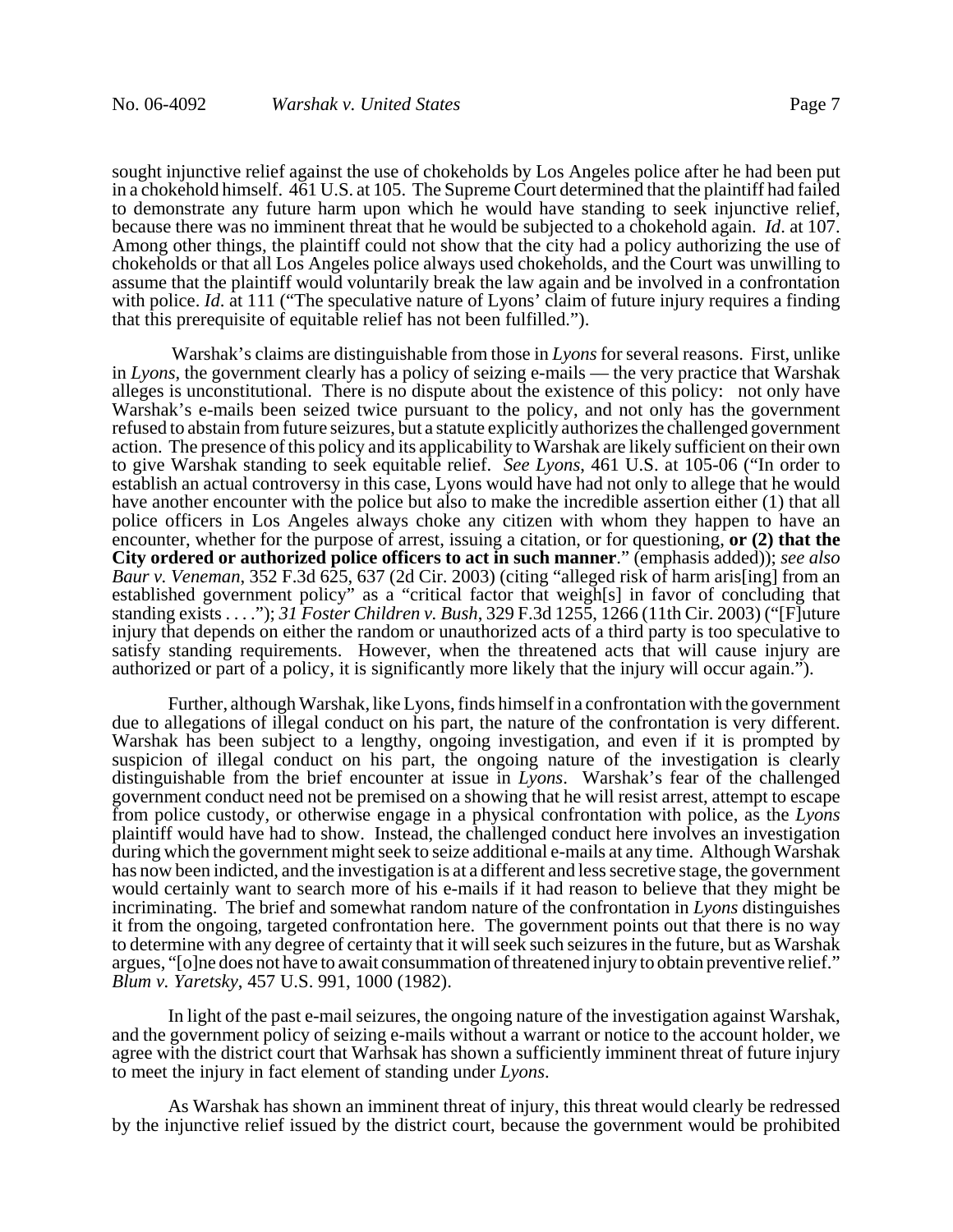sought injunctive relief against the use of chokeholds by Los Angeles police after he had been put in a chokehold himself. 461 U.S. at 105. The Supreme Court determined that the plaintiff had failed to demonstrate any future harm upon which he would have standing to seek injunctive relief, because there was no imminent threat that he would be subjected to a chokehold again. *Id*. at 107. Among other things, the plaintiff could not show that the city had a policy authorizing the use of chokeholds or that all Los Angeles police always used chokeholds, and the Court was unwilling to assume that the plaintiff would voluntarily break the law again and be involved in a confrontation with police. *Id*. at 111 ("The speculative nature of Lyons' claim of future injury requires a finding that this prerequisite of equitable relief has not been fulfilled.").

Warshak's claims are distinguishable from those in *Lyons* for several reasons. First, unlike in *Lyons*, the government clearly has a policy of seizing e-mails — the very practice that Warshak alleges is unconstitutional. There is no dispute about the existence of this policy: not only have Warshak's e-mails been seized twice pursuant to the policy, and not only has the government refused to abstain from future seizures, but a statute explicitly authorizes the challenged government action. The presence of this policy and its applicability to Warshak are likely sufficient on their own to give Warshak standing to seek equitable relief. *See Lyons*, 461 U.S. at 105-06 ("In order to establish an actual controversy in this case, Lyons would have had not only to allege that he would have another encounter with the police but also to make the incredible assertion either (1) that all police officers in Los Angeles always choke any citizen with whom they happen to have an encounter, whether for the purpose of arrest, issuing a citation, or for questioning, **or (2) that the City ordered or authorized police officers to act in such manner**." (emphasis added)); *see also Baur v. Veneman*, 352 F.3d 625, 637 (2d Cir. 2003) (citing "alleged risk of harm aris[ing] from an established government policy" as a "critical factor that weigh[s] in favor of concluding that standing exists . . . ."); *31 Foster Children v. Bush*, 329 F.3d 1255, 1266 (11th Cir. 2003) ("[F]uture injury that depends on either the random or unauthorized acts of a third party is too speculative to satisfy standing requirements. However, when the threatened acts that will cause injury are authorized or part of a policy, it is significantly more likely that the injury will occur again.").

Further, although Warshak, like Lyons, finds himself in a confrontation with the government due to allegations of illegal conduct on his part, the nature of the confrontation is very different. Warshak has been subject to a lengthy, ongoing investigation, and even if it is prompted by suspicion of illegal conduct on his part, the ongoing nature of the investigation is clearly distinguishable from the brief encounter at issue in *Lyons*. Warshak's fear of the challenged government conduct need not be premised on a showing that he will resist arrest, attempt to escape from police custody, or otherwise engage in a physical confrontation with police, as the *Lyons* plaintiff would have had to show. Instead, the challenged conduct here involves an investigation during which the government might seek to seize additional e-mails at any time. Although Warshak has now been indicted, and the investigation is at a different and less secretive stage, the government would certainly want to search more of his e-mails if it had reason to believe that they might be incriminating. The brief and somewhat random nature of the confrontation in *Lyons* distinguishes it from the ongoing, targeted confrontation here. The government points out that there is no way to determine with any degree of certainty that it will seek such seizures in the future, but as Warshak argues, "[o]ne does not have to await consummation of threatened injury to obtain preventive relief." *Blum v. Yaretsky*, 457 U.S. 991, 1000 (1982).

In light of the past e-mail seizures, the ongoing nature of the investigation against Warshak, and the government policy of seizing e-mails without a warrant or notice to the account holder, we agree with the district court that Warhsak has shown a sufficiently imminent threat of future injury to meet the injury in fact element of standing under *Lyons*.

As Warshak has shown an imminent threat of injury, this threat would clearly be redressed by the injunctive relief issued by the district court, because the government would be prohibited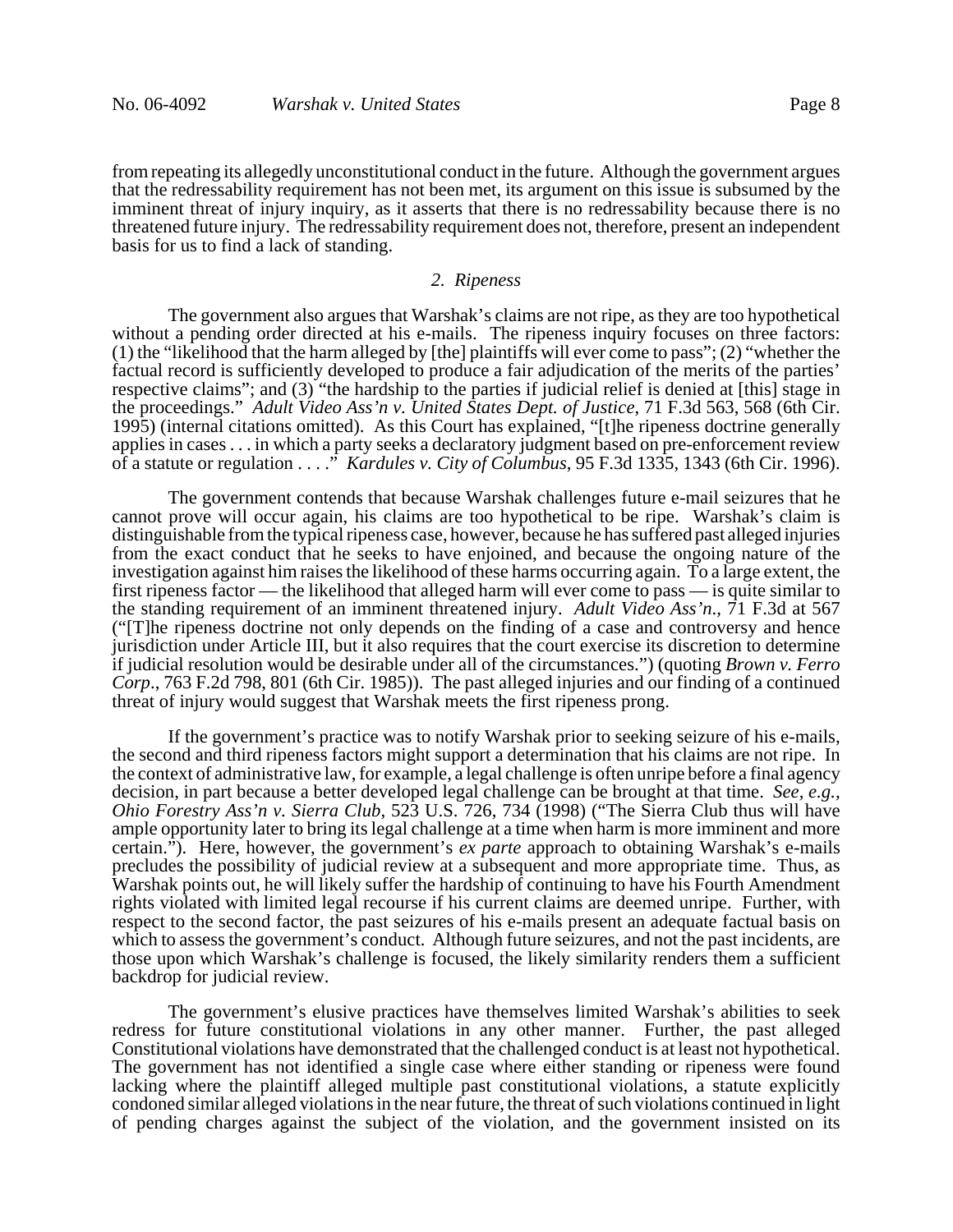from repeating its allegedly unconstitutional conduct in the future. Although the government argues that the redressability requirement has not been met, its argument on this issue is subsumed by the imminent threat of injury inquiry, as it asserts that there is no redressability because there is no threatened future injury. The redressability requirement does not, therefore, present an independent basis for us to find a lack of standing.

### *2. Ripeness*

The government also argues that Warshak's claims are not ripe, as they are too hypothetical without a pending order directed at his e-mails. The ripeness inquiry focuses on three factors: (1) the "likelihood that the harm alleged by [the] plaintiffs will ever come to pass"; (2) "whether the factual record is sufficiently developed to produce a fair adjudication of the merits of the parties' respective claims"; and (3) "the hardship to the parties if judicial relief is denied at [this] stage in the proceedings." *Adult Video Ass'n v. United States Dept. of Justice*, 71 F.3d 563, 568 (6th Cir. 1995) (internal citations omitted). As this Court has explained, "[t]he ripeness doctrine generally applies in cases . . . in which a party seeks a declaratory judgment based on pre-enforcement review of a statute or regulation . . . ." *Kardules v. City of Columbus*, 95 F.3d 1335, 1343 (6th Cir. 1996).

The government contends that because Warshak challenges future e-mail seizures that he cannot prove will occur again, his claims are too hypothetical to be ripe. Warshak's claim is distinguishable from the typical ripeness case, however, because he has suffered past alleged injuries from the exact conduct that he seeks to have enjoined, and because the ongoing nature of the investigation against him raises the likelihood of these harms occurring again. To a large extent, the first ripeness factor — the likelihood that alleged harm will ever come to pass — is quite similar to the standing requirement of an imminent threatened injury. *Adult Video Ass'n.*, 71 F.3d at 567 ("[T]he ripeness doctrine not only depends on the finding of a case and controversy and hence jurisdiction under Article III, but it also requires that the court exercise its discretion to determine if judicial resolution would be desirable under all of the circumstances.") (quoting *Brown v. Ferro Corp*., 763 F.2d 798, 801 (6th Cir. 1985)). The past alleged injuries and our finding of a continued threat of injury would suggest that Warshak meets the first ripeness prong.

If the government's practice was to notify Warshak prior to seeking seizure of his e-mails, the second and third ripeness factors might support a determination that his claims are not ripe. In the context of administrative law, for example, a legal challenge is often unripe before a final agency decision, in part because a better developed legal challenge can be brought at that time. *See, e.g., Ohio Forestry Ass'n v. Sierra Club*, 523 U.S. 726, 734 (1998) ("The Sierra Club thus will have ample opportunity later to bring its legal challenge at a time when harm is more imminent and more certain."). Here, however, the government's *ex parte* approach to obtaining Warshak's e-mails precludes the possibility of judicial review at a subsequent and more appropriate time. Thus, as Warshak points out, he will likely suffer the hardship of continuing to have his Fourth Amendment rights violated with limited legal recourse if his current claims are deemed unripe. Further, with respect to the second factor, the past seizures of his e-mails present an adequate factual basis on which to assess the government's conduct. Although future seizures, and not the past incidents, are those upon which Warshak's challenge is focused, the likely similarity renders them a sufficient backdrop for judicial review.

The government's elusive practices have themselves limited Warshak's abilities to seek redress for future constitutional violations in any other manner. Further, the past alleged Constitutional violations have demonstrated that the challenged conduct is at least not hypothetical. The government has not identified a single case where either standing or ripeness were found lacking where the plaintiff alleged multiple past constitutional violations, a statute explicitly condoned similar alleged violations in the near future, the threat of such violations continued in light of pending charges against the subject of the violation, and the government insisted on its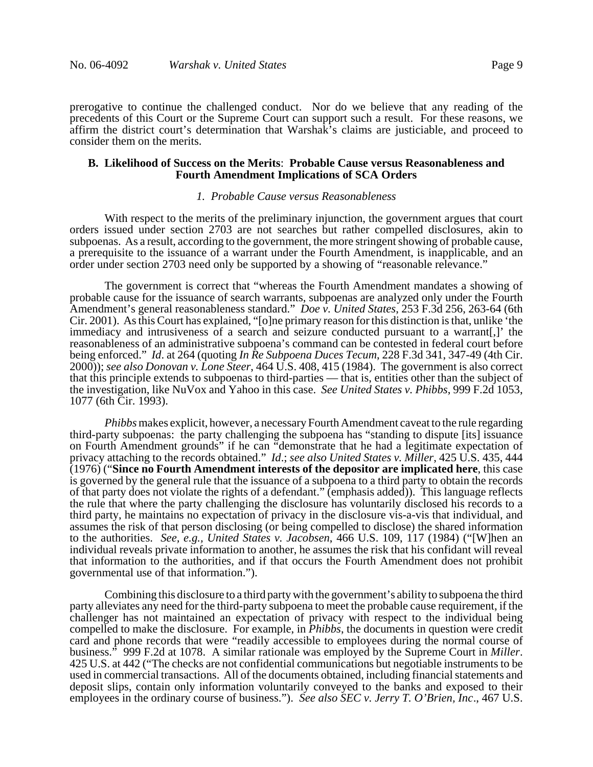prerogative to continue the challenged conduct. Nor do we believe that any reading of the precedents of this Court or the Supreme Court can support such a result. For these reasons, we affirm the district court's determination that Warshak's claims are justiciable, and proceed to consider them on the merits.

### B. Likelihood of Success on the Merits: Probable Cause versus Reasonableness and Fourth Amendment Implications of SCA Orders

#### *1. Probable Cause versus Reasonableness*

With respect to the merits of the preliminary injunction, the government argues that court orders issued under section 2703 are not searches but rather compelled disclosures, akin to subpoenas. As a result, according to the government, the more stringent showing of probable cause, a prerequisite to the issuance of a warrant under the Fourth Amendment, is inapplicable, and an order under section 2703 need only be supported by a showing of "reasonable relevance."

The government is correct that "whereas the Fourth Amendment mandates a showing of probable cause for the issuance of search warrants, subpoenas are analyzed only under the Fourth Amendment's general reasonableness standard." *Doe v. United States*, 253 F.3d 256, 263-64 (6th Cir. 2001). As this Court has explained, "[o]ne primary reason for this distinction is that, unlike 'the immediacy and intrusiveness of a search and seizure conducted pursuant to a warrant[,]' the reasonableness of an administrative subpoena's command can be contested in federal court before being enforced." *Id*. at 264 (quoting *In Re Subpoena Duces Tecum*, 228 F.3d 341, 347-49 (4th Cir. 2000)); *see also Donovan v. Lone Steer*, 464 U.S. 408, 415 (1984). The government is also correct that this principle extends to subpoenas to third-parties — that is, entities other than the subject of the investigation, like NuVox and Yahoo in this case. *See United States v. Phibbs*, 999 F.2d 1053, 1077 (6th Cir. 1993).

*Phibbs* makes explicit, however, a necessary Fourth Amendment caveat to the rule regarding third-party subpoenas: the party challenging the subpoena has "standing to dispute [its] issuance on Fourth Amendment grounds" if he can "demonstrate that he had a legitimate expectation of privacy attaching to the records obtained." *Id*.; *see also United States v. Miller*, 425 U.S. 435, 444 (1976) ("**Since no Fourth Amendment interests of the depositor are implicated here**, this case is governed by the general rule that the issuance of a subpoena to a third party to obtain the records of that party does not violate the rights of a defendant." (emphasis added)). This language reflects the rule that where the party challenging the disclosure has voluntarily disclosed his records to a third party, he maintains no expectation of privacy in the disclosure vis-a-vis that individual, and assumes the risk of that person disclosing (or being compelled to disclose) the shared information to the authorities. *See, e.g., United States v. Jacobsen*, 466 U.S. 109, 117 (1984) ("[W]hen an individual reveals private information to another, he assumes the risk that his confidant will reveal that information to the authorities, and if that occurs the Fourth Amendment does not prohibit governmental use of that information.").

Combining this disclosure to a third party with the government's ability to subpoena the third party alleviates any need for the third-party subpoena to meet the probable cause requirement, if the challenger has not maintained an expectation of privacy with respect to the individual being compelled to make the disclosure. For example, in *Phibbs*, the documents in question were credit card and phone records that were "readily accessible to employees during the normal course of business." 999 F.2d at 1078. A similar rationale was employed by the Supreme Court in *Miller*. 425 U.S. at 442 ("The checks are not confidential communications but negotiable instruments to be used in commercial transactions. All of the documents obtained, including financial statements and deposit slips, contain only information voluntarily conveyed to the banks and exposed to their employees in the ordinary course of business."). *See also SEC v. Jerry T. O'Brien, Inc*., 467 U.S.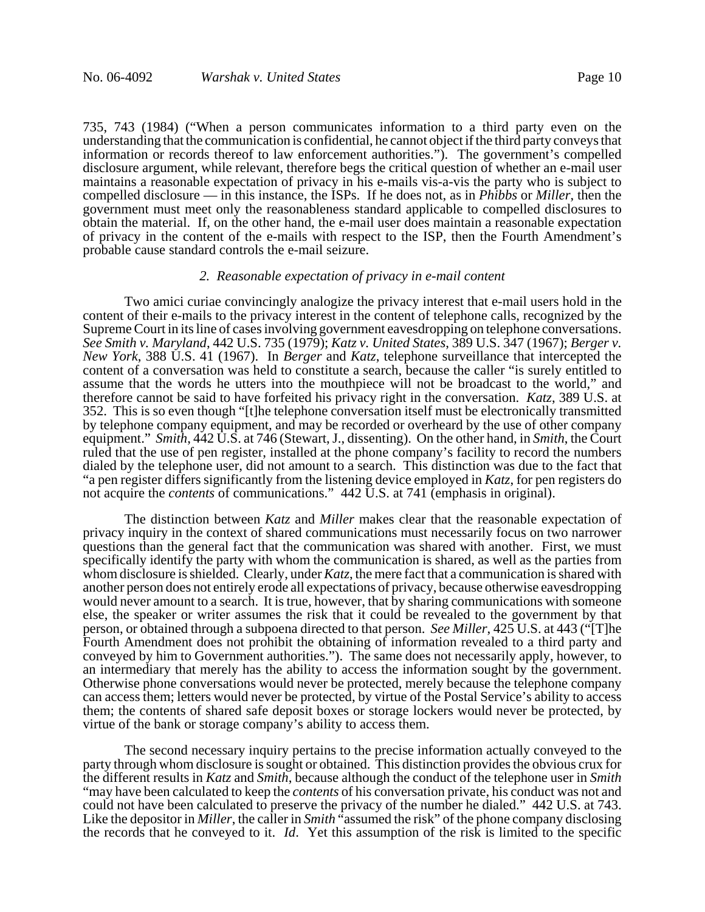735, 743 (1984) ("When a person communicates information to a third party even on the understanding that the communication is confidential, he cannot object if the third party conveys that information or records thereof to law enforcement authorities."). The government's compelled disclosure argument, while relevant, therefore begs the critical question of whether an e-mail user maintains a reasonable expectation of privacy in his e-mails vis-a-vis the party who is subject to compelled disclosure — in this instance, the ISPs. If he does not, as in *Phibbs* or *Miller*, then the government must meet only the reasonableness standard applicable to compelled disclosures to obtain the material. If, on the other hand, the e-mail user does maintain a reasonable expectation of privacy in the content of the e-mails with respect to the ISP, then the Fourth Amendment's probable cause standard controls the e-mail seizure.

### *2. Reasonable expectation of privacy in e-mail content*

Two amici curiae convincingly analogize the privacy interest that e-mail users hold in the content of their e-mails to the privacy interest in the content of telephone calls, recognized by the Supreme Court in its line of cases involving government eavesdropping on telephone conversations. *See Smith v. Maryland*, 442 U.S. 735 (1979); *Katz v. United States*, 389 U.S. 347 (1967); *Berger v. New York*, 388 U.S. 41 (1967). In *Berger* and *Katz*, telephone surveillance that intercepted the content of a conversation was held to constitute a search, because the caller "is surely entitled to assume that the words he utters into the mouthpiece will not be broadcast to the world," and therefore cannot be said to have forfeited his privacy right in the conversation. *Katz*, 389 U.S. at 352. This is so even though "[t]he telephone conversation itself must be electronically transmitted by telephone company equipment, and may be recorded or overheard by the use of other company equipment." *Smith*, 442 U.S. at 746 (Stewart, J., dissenting). On the other hand, in *Smith*, the Court ruled that the use of pen register, installed at the phone company's facility to record the numbers dialed by the telephone user, did not amount to a search. This distinction was due to the fact that "a pen register differs significantly from the listening device employed in *Katz*, for pen registers do not acquire the *contents* of communications." 442 U.S. at 741 (emphasis in original).

The distinction between *Katz* and *Miller* makes clear that the reasonable expectation of privacy inquiry in the context of shared communications must necessarily focus on two narrower questions than the general fact that the communication was shared with another. First, we must specifically identify the party with whom the communication is shared, as well as the parties from whom disclosure is shielded. Clearly, under *Katz*, the mere fact that a communication is shared with another person does not entirely erode all expectations of privacy, because otherwise eavesdropping would never amount to a search. It is true, however, that by sharing communications with someone else, the speaker or writer assumes the risk that it could be revealed to the government by that person, or obtained through a subpoena directed to that person. *See Miller*, 425 U.S. at 443 ("[T]he Fourth Amendment does not prohibit the obtaining of information revealed to a third party and conveyed by him to Government authorities."). The same does not necessarily apply, however, to an intermediary that merely has the ability to access the information sought by the government. Otherwise phone conversations would never be protected, merely because the telephone company can access them; letters would never be protected, by virtue of the Postal Service's ability to access them; the contents of shared safe deposit boxes or storage lockers would never be protected, by virtue of the bank or storage company's ability to access them.

The second necessary inquiry pertains to the precise information actually conveyed to the party through whom disclosure is sought or obtained. This distinction provides the obvious crux for the different results in *Katz* and *Smith*, because although the conduct of the telephone user in *Smith* "may have been calculated to keep the *contents* of his conversation private, his conduct was not and could not have been calculated to preserve the privacy of the number he dialed." 442 U.S. at 743. Like the depositor in *Miller*, the caller in *Smith* "assumed the risk" of the phone company disclosing the records that he conveyed to it. *Id*. Yet this assumption of the risk is limited to the specific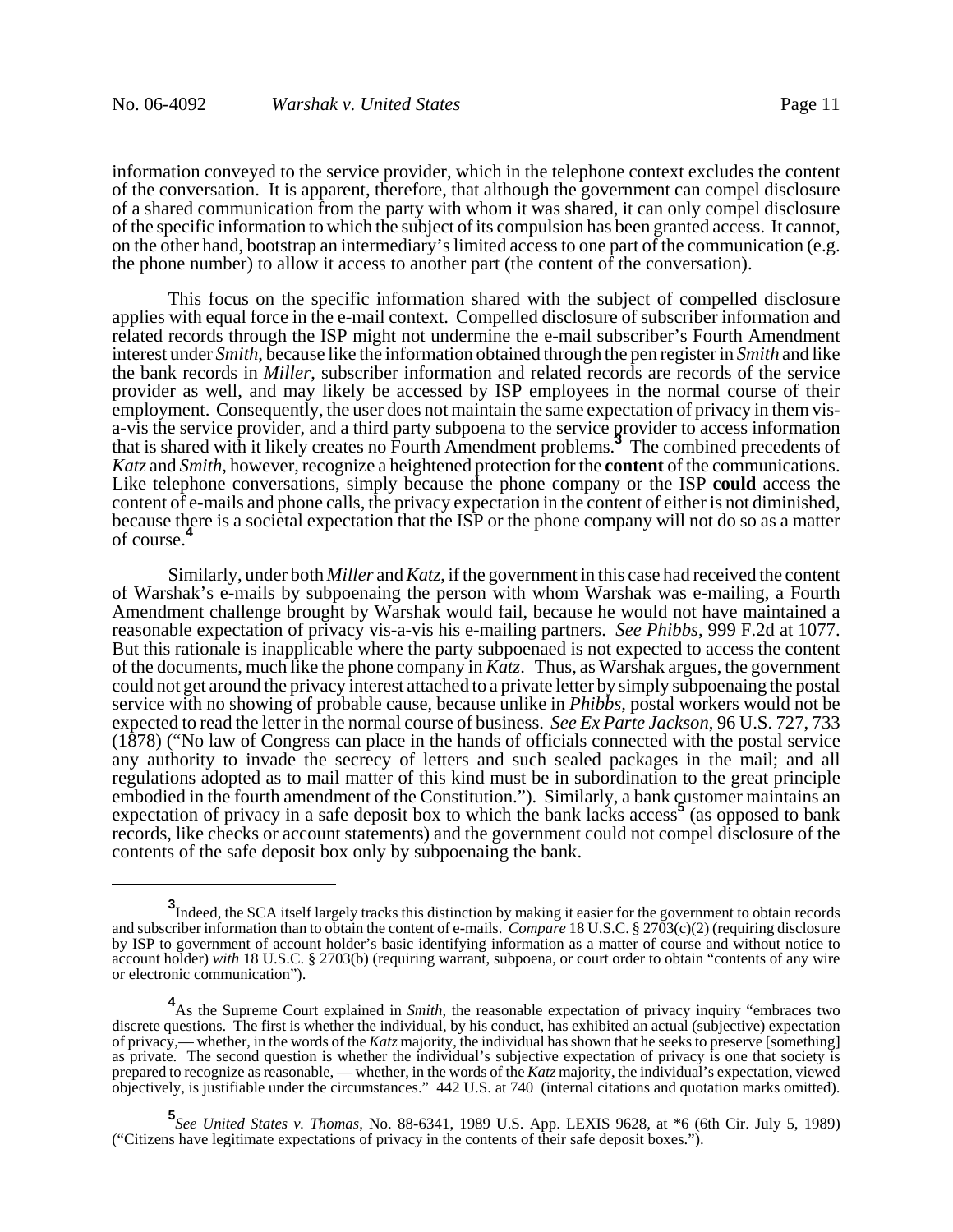information conveyed to the service provider, which in the telephone context excludes the content of the conversation. It is apparent, therefore, that although the government can compel disclosure of a shared communication from the party with whom it was shared, it can only compel disclosure of the specific information to which the subject of its compulsion has been granted access. It cannot, on the other hand, bootstrap an intermediary's limited access to one part of the communication (e.g. the phone number) to allow it access to another part (the content of the conversation).

This focus on the specific information shared with the subject of compelled disclosure applies with equal force in the e-mail context. Compelled disclosure of subscriber information and related records through the ISP might not undermine the e-mail subscriber's Fourth Amendment interest under *Smith*, because like the information obtained through the pen register in *Smith* and like the bank records in *Miller*, subscriber information and related records are records of the service provider as well, and may likely be accessed by ISP employees in the normal course of their employment. Consequently, the user does not maintain the same expectation of privacy in them vis-a-vis the service provider, and a third party subpoena to the service provider to access information that is shared with it likely creates no Fourth Amendment problems.[3] The combined precedents of *Katz* and *Smith*, however, recognize a heightened protection for the **content** of the communications. Like telephone conversations, simply because the phone company or the ISP **could** access the content of e-mails and phone calls, the privacy expectation in the content of either is not diminished, because there is a societal expectation that the ISP or the phone company will not do so as a matter of course.[4]

Similarly, under both *Miller* and *Katz*, if the government in this case had received the content of Warshak's e-mails by subpoenaing the person with whom Warshak was e-mailing, a Fourth Amendment challenge brought by Warshak would fail, because he would not have maintained a reasonable expectation of privacy vis-a-vis his e-mailing partners. *See Phibbs*, 999 F.2d at 1077. But this rationale is inapplicable where the party subpoenaed is not expected to access the content of the documents, much like the phone company in *Katz*. Thus, as Warshak argues, the government could not get around the privacy interest attached to a private letter by simply subpoenaing the postal service with no showing of probable cause, because unlike in *Phibbs*, postal workers would not be expected to read the letter in the normal course of business. *See Ex Parte Jackson*, 96 U.S. 727, 733 (1878) ("No law of Congress can place in the hands of officials connected with the postal service any authority to invade the secrecy of letters and such sealed packages in the mail; and all regulations adopted as to mail matter of this kind must be in subordination to the great principle embodied in the fourth amendment of the Constitution."). Similarly, a bank customer maintains an expectation of privacy in a safe deposit box to which the bank lacks access[5] (as opposed to bank records, like checks or account statements) and the government could not compel disclosure of the contents of the safe deposit box only by subpoenaing the bank.

---

[3] Indeed, the SCA itself largely tracks this distinction by making it easier for the government to obtain records and subscriber information than to obtain the content of e-mails. *Compare* 18 U.S.C. § 2703(c)(2) (requiring disclosure by ISP to government of account holder's basic identifying information as a matter of course and without notice to account holder) *with* 18 U.S.C. § 2703(b) (requiring warrant, subpoena, or court order to obtain "contents of any wire or electronic communication").

[4] As the Supreme Court explained in *Smith*, the reasonable expectation of privacy inquiry "embraces two discrete questions. The first is whether the individual, by his conduct, has exhibited an actual (subjective) expectation of privacy,— whether, in the words of the *Katz* majority, the individual has shown that he seeks to preserve [something] as private. The second question is whether the individual's subjective expectation of privacy is one that society is prepared to recognize as reasonable, — whether, in the words of the *Katz* majority, the individual's expectation, viewed objectively, is justifiable under the circumstances." 442 U.S. at 740 (internal citations and quotation marks omitted).

[5] *See United States v. Thomas*, No. 88-6341, 1989 U.S. App. LEXIS 9628, at *6 (6th Cir. July 5, 1989) ("Citizens have legitimate expectations of privacy in the contents of their safe deposit boxes.").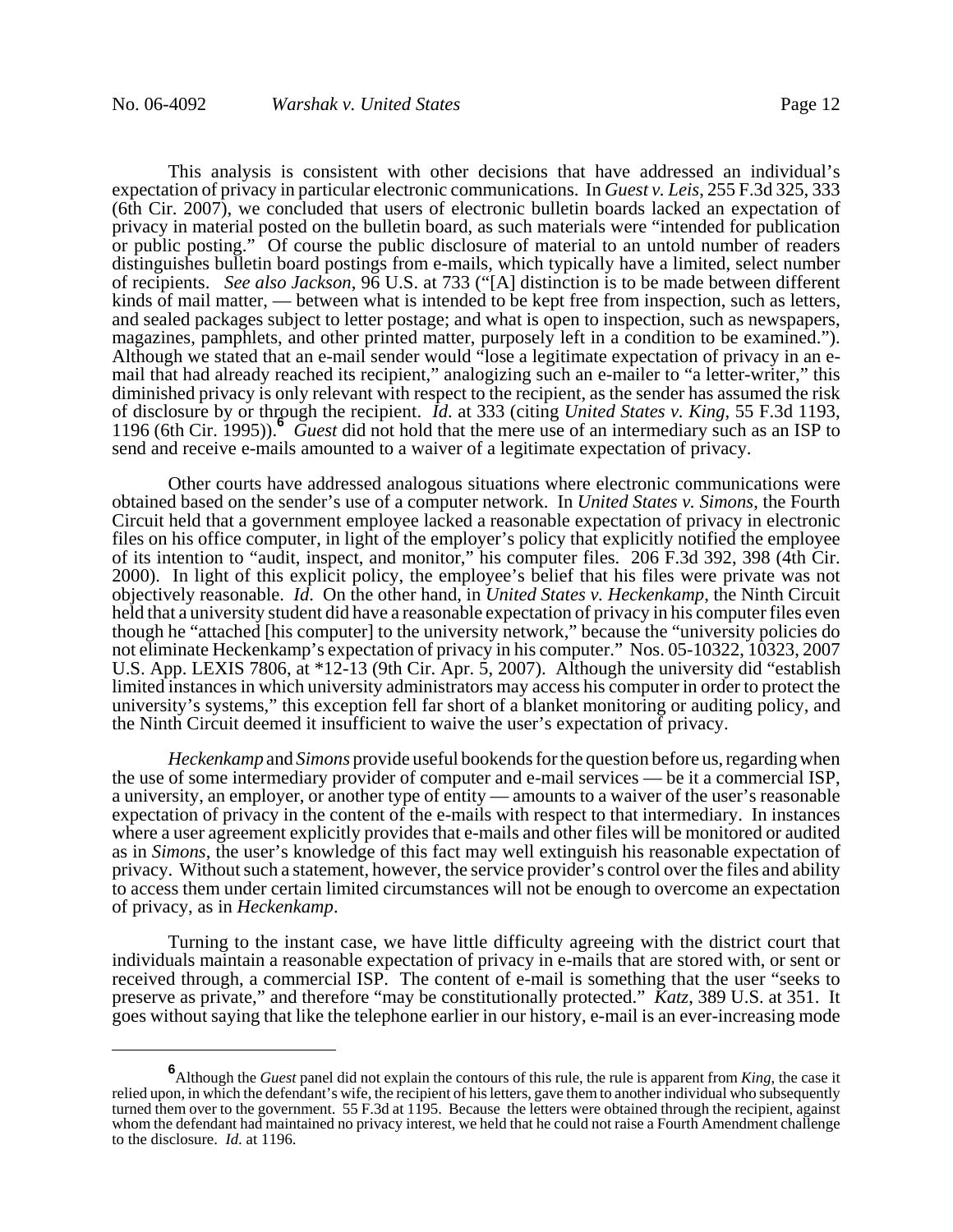This analysis is consistent with other decisions that have addressed an individual's expectation of privacy in particular electronic communications. In *Guest v. Leis*, 255 F.3d 325, 333 (6th Cir. 2007), we concluded that users of electronic bulletin boards lacked an expectation of privacy in material posted on the bulletin board, as such materials were "intended for publication or public posting." Of course the public disclosure of material to an untold number of readers distinguishes bulletin board postings from e-mails, which typically have a limited, select number of recipients. *See also Jackson*, 96 U.S. at 733 ("[A] distinction is to be made between different kinds of mail matter, — between what is intended to be kept free from inspection, such as letters, and sealed packages subject to letter postage; and what is open to inspection, such as newspapers, magazines, pamphlets, and other printed matter, purposely left in a condition to be examined."). Although we stated that an e-mail sender would "lose a legitimate expectation of privacy in an e-mail that had already reached its recipient," analogizing such an e-mailer to "a letter-writer," this diminished privacy is only relevant with respect to the recipient, as the sender has assumed the risk of disclosure by or through the recipient. *Id.* at 333 (citing *United States v. King*, 55 F.3d 1193, 1196 (6th Cir. 1995)).[6] *Guest* did not hold that the mere use of an intermediary such as an ISP to send and receive e-mails amounted to a waiver of a legitimate expectation of privacy.

Other courts have addressed analogous situations where electronic communications were obtained based on the sender's use of a computer network. In *United States v. Simons*, the Fourth Circuit held that a government employee lacked a reasonable expectation of privacy in electronic files on his office computer, in light of the employer's policy that explicitly notified the employee of its intention to "audit, inspect, and monitor," his computer files. 206 F.3d 392, 398 (4th Cir. 2000). In light of this explicit policy, the employee's belief that his files were private was not objectively reasonable. *Id*. On the other hand, in *United States v. Heckenkamp*, the Ninth Circuit held that a university student did have a reasonable expectation of privacy in his computer files even though he "attached [his computer] to the university network," because the "university policies do not eliminate Heckenkamp's expectation of privacy in his computer." Nos. 05-10322, 10323, 2007 U.S. App. LEXIS 7806, at *12-13 (9th Cir. Apr. 5, 2007). Although the university did "establish limited instances in which university administrators may access his computer in order to protect the university's systems," this exception fell far short of a blanket monitoring or auditing policy, and the Ninth Circuit deemed it insufficient to waive the user's expectation of privacy.

*Heckenkamp* and *Simons* provide useful bookends for the question before us, regarding when the use of some intermediary provider of computer and e-mail services — be it a commercial ISP, a university, an employer, or another type of entity — amounts to a waiver of the user's reasonable expectation of privacy in the content of the e-mails with respect to that intermediary. In instances where a user agreement explicitly provides that e-mails and other files will be monitored or audited as in *Simons*, the user's knowledge of this fact may well extinguish his reasonable expectation of privacy. Without such a statement, however, the service provider's control over the files and ability to access them under certain limited circumstances will not be enough to overcome an expectation of privacy, as in *Heckenkamp*.

Turning to the instant case, we have little difficulty agreeing with the district court that individuals maintain a reasonable expectation of privacy in e-mails that are stored with, or sent or received through, a commercial ISP. The content of e-mail is something that the user "seeks to preserve as private," and therefore "may be constitutionally protected." *Katz*, 389 U.S. at 351. It goes without saying that like the telephone earlier in our history, e-mail is an ever-increasing mode

---

[6] Although the *Guest* panel did not explain the contours of this rule, the rule is apparent from *King*, the case it relied upon, in which the defendant's wife, the recipient of his letters, gave them to another individual who subsequently turned them over to the government. 55 F.3d at 1195. Because the letters were obtained through the recipient, against whom the defendant had maintained no privacy interest, we held that he could not raise a Fourth Amendment challenge to the disclosure. *Id.* at 1196.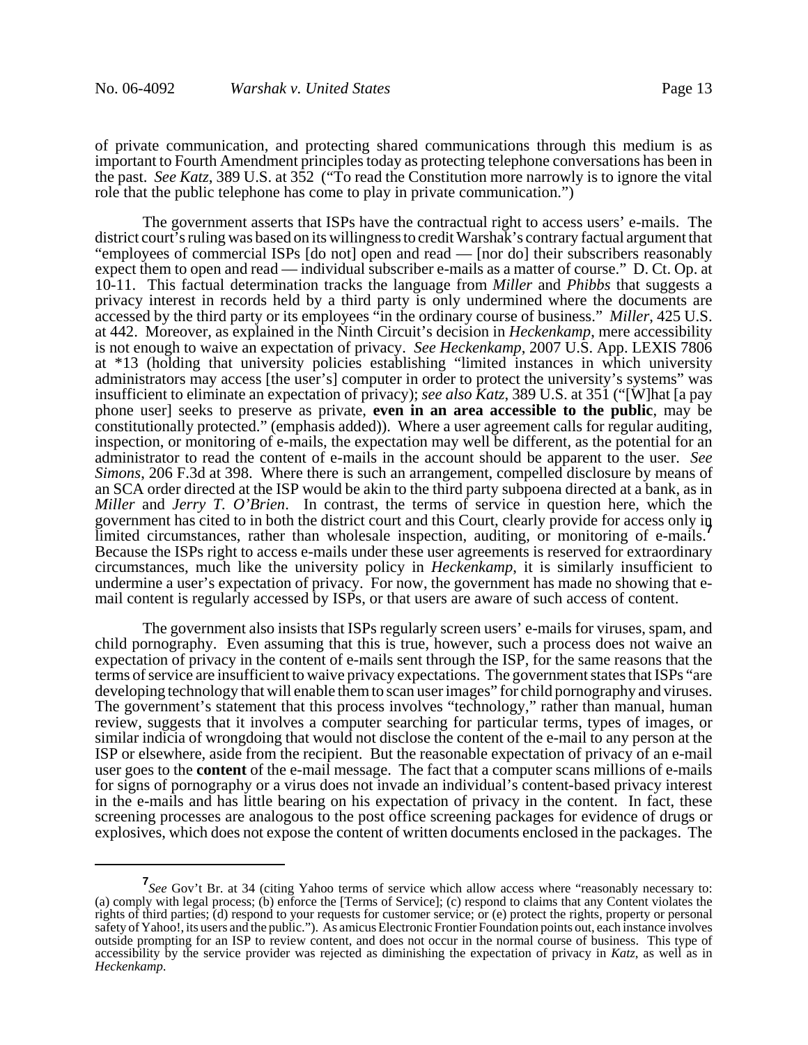of private communication, and protecting shared communications through this medium is as important to Fourth Amendment principles today as protecting telephone conversations has been in the past. *See Katz*, 389 U.S. at 352 ("To read the Constitution more narrowly is to ignore the vital role that the public telephone has come to play in private communication.")

The government asserts that ISPs have the contractual right to access users' e-mails. The district court's ruling was based on its willingness to credit Warshak's contrary factual argument that "employees of commercial ISPs [do not] open and read — [nor do] their subscribers reasonably expect them to open and read — individual subscriber e-mails as a matter of course." D. Ct. Op. at 10-11. This factual determination tracks the language from *Miller* and *Phibbs* that suggests a privacy interest in records held by a third party is only undermined where the documents are accessed by the third party or its employees "in the ordinary course of business." *Miller*, 425 U.S. at 442. Moreover, as explained in the Ninth Circuit's decision in *Heckenkamp*, mere accessibility is not enough to waive an expectation of privacy. *See Heckenkamp*, 2007 U.S. App. LEXIS 7806 at *13 (holding that university policies establishing "limited instances in which university administrators may access [the user's] computer in order to protect the university's systems" was insufficient to eliminate an expectation of privacy); *see also Katz*, 389 U.S. at 351 ("[W]hat [a pay phone user] seeks to preserve as private, **even in an area accessible to the public**, may be constitutionally protected." (emphasis added)). Where a user agreement calls for regular auditing, inspection, or monitoring of e-mails, the expectation may well be different, as the potential for an administrator to read the content of e-mails in the account should be apparent to the user. *See Simons*, 206 F.3d at 398. Where there is such an arrangement, compelled disclosure by means of an SCA order directed at the ISP would be akin to the third party subpoena directed at a bank, as in *Miller* and *Jerry T. O'Brien*. In contrast, the terms of service in question here, which the government has cited to in both the district court and this Court, clearly provide for access only in limited circumstances, rather than wholesale inspection, auditing, or monitoring of e-mails.[7] Because the ISPs right to access e-mails under these user agreements is reserved for extraordinary circumstances, much like the university policy in *Heckenkamp*, it is similarly insufficient to undermine a user's expectation of privacy. For now, the government has made no showing that e-mail content is regularly accessed by ISPs, or that users are aware of such access of content.

The government also insists that ISPs regularly screen users' e-mails for viruses, spam, and child pornography. Even assuming that this is true, however, such a process does not waive an expectation of privacy in the content of e-mails sent through the ISP, for the same reasons that the terms of service are insufficient to waive privacy expectations. The government states that ISPs "are developing technology that will enable them to scan user images" for child pornography and viruses. The government's statement that this process involves "technology," rather than manual, human review, suggests that it involves a computer searching for particular terms, types of images, or similar indicia of wrongdoing that would not disclose the content of the e-mail to any person at the ISP or elsewhere, aside from the recipient. But the reasonable expectation of privacy of an e-mail user goes to the **content** of the e-mail message. The fact that a computer scans millions of e-mails for signs of pornography or a virus does not invade an individual's content-based privacy interest in the e-mails and has little bearing on his expectation of privacy in the content. In fact, these screening processes are analogous to the post office screening packages for evidence of drugs or explosives, which does not expose the content of written documents enclosed in the packages. The

---

[7] *See* Gov't Br. at 34 (citing Yahoo terms of service which allow access where "reasonably necessary to: (a) comply with legal process; (b) enforce the [Terms of Service]; (c) respond to claims that any Content violates the rights of third parties; (d) respond to your requests for customer service; or (e) protect the rights, property or personal safety of Yahoo!, its users and the public."). As amicus Electronic Frontier Foundation points out, each instance involves outside prompting for an ISP to review content, and does not occur in the normal course of business. This type of accessibility by the service provider was rejected as diminishing the expectation of privacy in *Katz*, as well as in *Heckenkamp*.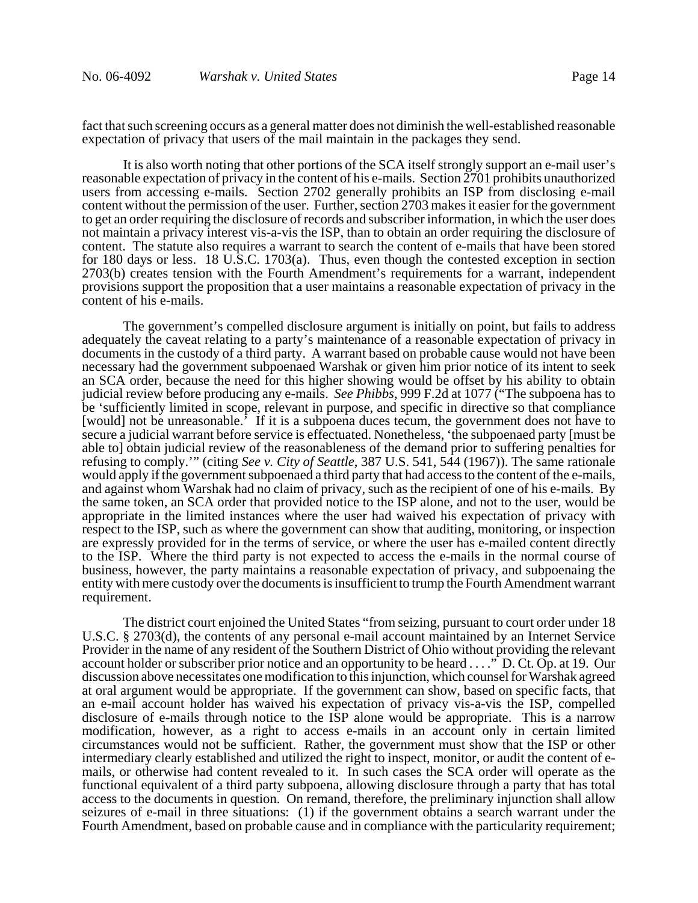fact that such screening occurs as a general matter does not diminish the well-established reasonable expectation of privacy that users of the mail maintain in the packages they send.

It is also worth noting that other portions of the SCA itself strongly support an e-mail user's reasonable expectation of privacy in the content of his e-mails. Section 2701 prohibits unauthorized users from accessing e-mails. Section 2702 generally prohibits an ISP from disclosing e-mail content without the permission of the user. Further, section 2703 makes it easier for the government to get an order requiring the disclosure of records and subscriber information, in which the user does not maintain a privacy interest vis-a-vis the ISP, than to obtain an order requiring the disclosure of content. The statute also requires a warrant to search the content of e-mails that have been stored for 180 days or less. 18 U.S.C. 1703(a). Thus, even though the contested exception in section 2703(b) creates tension with the Fourth Amendment's requirements for a warrant, independent provisions support the proposition that a user maintains a reasonable expectation of privacy in the content of his e-mails.

The government's compelled disclosure argument is initially on point, but fails to address adequately the caveat relating to a party's maintenance of a reasonable expectation of privacy in documents in the custody of a third party. A warrant based on probable cause would not have been necessary had the government subpoenaed Warshak or given him prior notice of its intent to seek an SCA order, because the need for this higher showing would be offset by his ability to obtain judicial review before producing any e-mails. *See Phibbs*, 999 F.2d at 1077 ("The subpoena has to be 'sufficiently limited in scope, relevant in purpose, and specific in directive so that compliance [would] not be unreasonable.' If it is a subpoena duces tecum, the government does not have to secure a judicial warrant before service is effectuated. Nonetheless, 'the subpoenaed party [must be able to] obtain judicial review of the reasonableness of the demand prior to suffering penalties for refusing to comply.'" (citing *See v. City of Seattle*, 387 U.S. 541, 544 (1967)). The same rationale would apply if the government subpoenaed a third party that had access to the content of the e-mails, and against whom Warshak had no claim of privacy, such as the recipient of one of his e-mails. By the same token, an SCA order that provided notice to the ISP alone, and not to the user, would be appropriate in the limited instances where the user had waived his expectation of privacy with respect to the ISP, such as where the government can show that auditing, monitoring, or inspection are expressly provided for in the terms of service, or where the user has e-mailed content directly to the ISP. Where the third party is not expected to access the e-mails in the normal course of business, however, the party maintains a reasonable expectation of privacy, and subpoenaing the entity with mere custody over the documents is insufficient to trump the Fourth Amendment warrant requirement.

The district court enjoined the United States "from seizing, pursuant to court order under 18 U.S.C. § 2703(d), the contents of any personal e-mail account maintained by an Internet Service Provider in the name of any resident of the Southern District of Ohio without providing the relevant account holder or subscriber prior notice and an opportunity to be heard . . . ." D. Ct. Op. at 19. Our discussion above necessitates one modification to this injunction, which counsel for Warshak agreed at oral argument would be appropriate. If the government can show, based on specific facts, that an e-mail account holder has waived his expectation of privacy vis-a-vis the ISP, compelled disclosure of e-mails through notice to the ISP alone would be appropriate. This is a narrow modification, however, as a right to access e-mails in an account only in certain limited circumstances would not be sufficient. Rather, the government must show that the ISP or other intermediary clearly established and utilized the right to inspect, monitor, or audit the content of e-mails, or otherwise had content revealed to it. In such cases the SCA order will operate as the functional equivalent of a third party subpoena, allowing disclosure through a party that has total access to the documents in question. On remand, therefore, the preliminary injunction shall allow seizures of e-mail in three situations: (1) if the government obtains a search warrant under the Fourth Amendment, based on probable cause and in compliance with the particularity requirement;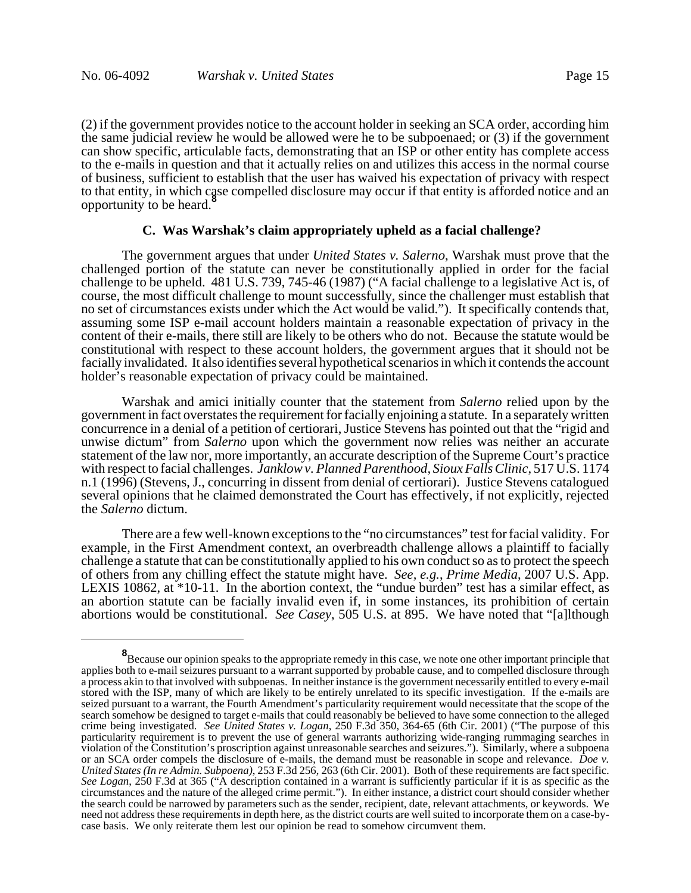(2) if the government provides notice to the account holder in seeking an SCA order, according him the same judicial review he would be allowed were he to be subpoenaed; or (3) if the government can show specific, articulable facts, demonstrating that an ISP or other entity has complete access to the e-mails in question and that it actually relies on and utilizes this access in the normal course of business, sufficient to establish that the user has waived his expectation of privacy with respect to that entity, in which case compelled disclosure may occur if that entity is afforded notice and an opportunity to be heard.[8]

### C. Was Warshak's claim appropriately upheld as a facial challenge?

The government argues that under *United States v. Salerno*, Warshak must prove that the challenged portion of the statute can never be constitutionally applied in order for the facial challenge to be upheld. 481 U.S. 739, 745-46 (1987) ("A facial challenge to a legislative Act is, of course, the most difficult challenge to mount successfully, since the challenger must establish that no set of circumstances exists under which the Act would be valid."). It specifically contends that, assuming some ISP e-mail account holders maintain a reasonable expectation of privacy in the content of their e-mails, there still are likely to be others who do not. Because the statute would be constitutional with respect to these account holders, the government argues that it should not be facially invalidated. It also identifies several hypothetical scenarios in which it contends the account holder's reasonable expectation of privacy could be maintained.

Warshak and amici initially counter that the statement from *Salerno* relied upon by the government in fact overstates the requirement for facially enjoining a statute. In a separately written concurrence in a denial of a petition of certiorari, Justice Stevens has pointed out that the "rigid and unwise dictum" from *Salerno* upon which the government now relies was neither an accurate statement of the law nor, more importantly, an accurate description of the Supreme Court's practice with respect to facial challenges. *Janklow v. Planned Parenthood, Sioux Falls Clinic*, 517 U.S. 1174 n.1 (1996) (Stevens, J., concurring in dissent from denial of certiorari). Justice Stevens catalogued several opinions that he claimed demonstrated the Court has effectively, if not explicitly, rejected the *Salerno* dictum.

There are a few well-known exceptions to the "no circumstances" test for facial validity. For example, in the First Amendment context, an overbreadth challenge allows a plaintiff to facially challenge a statute that can be constitutionally applied to his own conduct so as to protect the speech of others from any chilling effect the statute might have. *See, e.g.*, *Prime Media*, 2007 U.S. App. LEXIS 10862, at *10-11. In the abortion context, the "undue burden" test has a similar effect, as an abortion statute can be facially invalid even if, in some instances, its prohibition of certain abortions would be constitutional. *See Casey*, 505 U.S. at 895. We have noted that "[a]lthough

---

[8] Because our opinion speaks to the appropriate remedy in this case, we note one other important principle that applies both to e-mail seizures pursuant to a warrant supported by probable cause, and to compelled disclosure through a process akin to that involved with subpoenas. In neither instance is the government necessarily entitled to every e-mail stored with the ISP, many of which are likely to be entirely unrelated to its specific investigation. If the e-mails are seized pursuant to a warrant, the Fourth Amendment's particularity requirement would necessitate that the scope of the search somehow be designed to target e-mails that could reasonably be believed to have some connection to the alleged crime being investigated. *See United States v. Logan*, 250 F.3d 350, 364-65 (6th Cir. 2001) ("The purpose of this particularity requirement is to prevent the use of general warrants authorizing wide-ranging rummaging searches in violation of the Constitution's proscription against unreasonable searches and seizures."). Similarly, where a subpoena or an SCA order compels the disclosure of e-mails, the demand must be reasonable in scope and relevance. *Doe v. United States (In re Admin. Subpoena)*, 253 F.3d 256, 263 (6th Cir. 2001). Both of these requirements are fact specific. *See Logan*, 250 F.3d at 365 ("A description contained in a warrant is sufficiently particular if it is as specific as the circumstances and the nature of the alleged crime permit."). In either instance, a district court should consider whether the search could be narrowed by parameters such as the sender, recipient, date, relevant attachments, or keywords. We need not address these requirements in depth here, as the district courts are well suited to incorporate them on a case-by-case basis. We only reiterate them lest our opinion be read to somehow circumvent them.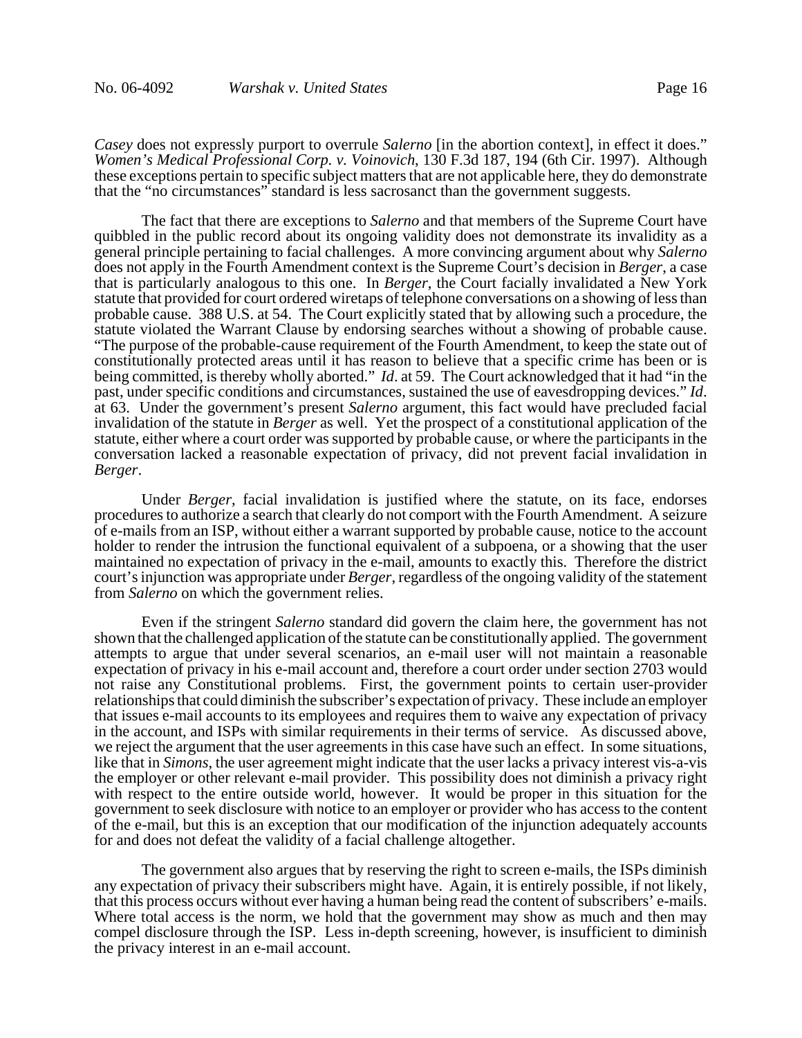*Casey* does not expressly purport to overrule *Salerno* [in the abortion context], in effect it does." *Women's Medical Professional Corp. v. Voinovich*, 130 F.3d 187, 194 (6th Cir. 1997). Although these exceptions pertain to specific subject matters that are not applicable here, they do demonstrate that the "no circumstances" standard is less sacrosanct than the government suggests.

The fact that there are exceptions to *Salerno* and that members of the Supreme Court have quibbled in the public record about its ongoing validity does not demonstrate its invalidity as a general principle pertaining to facial challenges. A more convincing argument about why *Salerno* does not apply in the Fourth Amendment context is the Supreme Court's decision in *Berger*, a case that is particularly analogous to this one. In *Berger*, the Court facially invalidated a New York statute that provided for court ordered wiretaps of telephone conversations on a showing of less than probable cause. 388 U.S. at 54. The Court explicitly stated that by allowing such a procedure, the statute violated the Warrant Clause by endorsing searches without a showing of probable cause. "The purpose of the probable-cause requirement of the Fourth Amendment, to keep the state out of constitutionally protected areas until it has reason to believe that a specific crime has been or is being committed, is thereby wholly aborted." *Id*. at 59. The Court acknowledged that it had "in the past, under specific conditions and circumstances, sustained the use of eavesdropping devices." *Id*. at 63. Under the government's present *Salerno* argument, this fact would have precluded facial invalidation of the statute in *Berger* as well. Yet the prospect of a constitutional application of the statute, either where a court order was supported by probable cause, or where the participants in the conversation lacked a reasonable expectation of privacy, did not prevent facial invalidation in *Berger*.

Under *Berger*, facial invalidation is justified where the statute, on its face, endorses procedures to authorize a search that clearly do not comport with the Fourth Amendment. A seizure of e-mails from an ISP, without either a warrant supported by probable cause, notice to the account holder to render the intrusion the functional equivalent of a subpoena, or a showing that the user maintained no expectation of privacy in the e-mail, amounts to exactly this. Therefore the district court's injunction was appropriate under *Berger*, regardless of the ongoing validity of the statement from *Salerno* on which the government relies.

Even if the stringent *Salerno* standard did govern the claim here, the government has not shown that the challenged application of the statute can be constitutionally applied. The government attempts to argue that under several scenarios, an e-mail user will not maintain a reasonable expectation of privacy in his e-mail account and, therefore a court order under section 2703 would not raise any Constitutional problems. First, the government points to certain user-provider relationships that could diminish the subscriber's expectation of privacy. These include an employer that issues e-mail accounts to its employees and requires them to waive any expectation of privacy in the account, and ISPs with similar requirements in their terms of service. As discussed above, we reject the argument that the user agreements in this case have such an effect. In some situations, like that in *Simons*, the user agreement might indicate that the user lacks a privacy interest vis-a-vis the employer or other relevant e-mail provider. This possibility does not diminish a privacy right with respect to the entire outside world, however. It would be proper in this situation for the government to seek disclosure with notice to an employer or provider who has access to the content of the e-mail, but this is an exception that our modification of the injunction adequately accounts for and does not defeat the validity of a facial challenge altogether.

The government also argues that by reserving the right to screen e-mails, the ISPs diminish any expectation of privacy their subscribers might have. Again, it is entirely possible, if not likely, that this process occurs without ever having a human being read the content of subscribers' e-mails. Where total access is the norm, we hold that the government may show as much and then may compel disclosure through the ISP. Less in-depth screening, however, is insufficient to diminish the privacy interest in an e-mail account.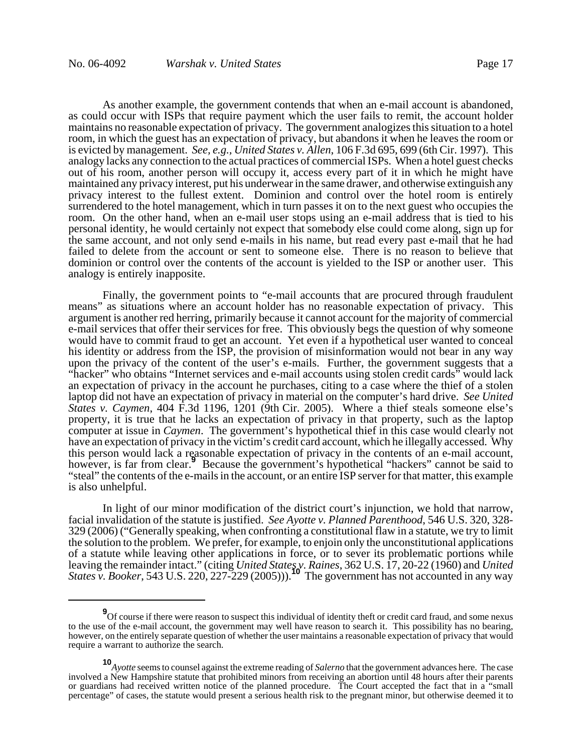As another example, the government contends that when an e-mail account is abandoned, as could occur with ISPs that require payment which the user fails to remit, the account holder maintains no reasonable expectation of privacy. The government analogizes this situation to a hotel room, in which the guest has an expectation of privacy, but abandons it when he leaves the room or is evicted by management. *See, e.g., United States v. Allen*, 106 F.3d 695, 699 (6th Cir. 1997). This analogy lacks any connection to the actual practices of commercial ISPs. When a hotel guest checks out of his room, another person will occupy it, access every part of it in which he might have maintained any privacy interest, put his underwear in the same drawer, and otherwise extinguish any privacy interest to the fullest extent. Dominion and control over the hotel room is entirely surrendered to the hotel management, which in turn passes it on to the next guest who occupies the room. On the other hand, when an e-mail user stops using an e-mail address that is tied to his personal identity, he would certainly not expect that somebody else could come along, sign up for the same account, and not only send e-mails in his name, but read every past e-mail that he had failed to delete from the account or sent to someone else. There is no reason to believe that dominion or control over the contents of the account is yielded to the ISP or another user. This analogy is entirely inapposite.

Finally, the government points to "e-mail accounts that are procured through fraudulent means" as situations where an account holder has no reasonable expectation of privacy. This argument is another red herring, primarily because it cannot account for the majority of commercial e-mail services that offer their services for free. This obviously begs the question of why someone would have to commit fraud to get an account. Yet even if a hypothetical user wanted to conceal his identity or address from the ISP, the provision of misinformation would not bear in any way upon the privacy of the content of the user's e-mails. Further, the government suggests that a "hacker" who obtains "Internet services and e-mail accounts using stolen credit cards" would lack an expectation of privacy in the account he purchases, citing to a case where the thief of a stolen laptop did not have an expectation of privacy in material on the computer's hard drive. *See United States v. Caymen*, 404 F.3d 1196, 1201 (9th Cir. 2005). Where a thief steals someone else's property, it is true that he lacks an expectation of privacy in that property, such as the laptop computer at issue in *Caymen*. The government's hypothetical thief in this case would clearly not have an expectation of privacy in the victim's credit card account, which he illegally accessed. Why this person would lack a reasonable expectation of privacy in the contents of an e-mail account, however, is far from clear.[9] Because the government's hypothetical "hackers" cannot be said to "steal" the contents of the e-mails in the account, or an entire ISP server for that matter, this example is also unhelpful.

In light of our minor modification of the district court's injunction, we hold that narrow, facial invalidation of the statute is justified. *See Ayotte v. Planned Parenthood*, 546 U.S. 320, 328-329 (2006) ("Generally speaking, when confronting a constitutional flaw in a statute, we try to limit the solution to the problem. We prefer, for example, to enjoin only the unconstitutional applications of a statute while leaving other applications in force, or to sever its problematic portions while leaving the remainder intact." (citing *United States v. Raines*, 362 U.S. 17, 20-22 (1960) and *United States v. Booker*, 543 U.S. 220, 227-229 (2005))).[10] The government has not accounted in any way

---

[9] Of course if there were reason to suspect this individual of identity theft or credit card fraud, and some nexus to the use of the e-mail account, the government may well have reason to search it. This possibility has no bearing, however, on the entirely separate question of whether the user maintains a reasonable expectation of privacy that would require a warrant to authorize the search.

[10] *Ayotte* seems to counsel against the extreme reading of *Salerno* that the government advances here. The case involved a New Hampshire statute that prohibited minors from receiving an abortion until 48 hours after their parents or guardians had received written notice of the planned procedure. The Court accepted the fact that in a "small percentage" of cases, the statute would present a serious health risk to the pregnant minor, but otherwise deemed it to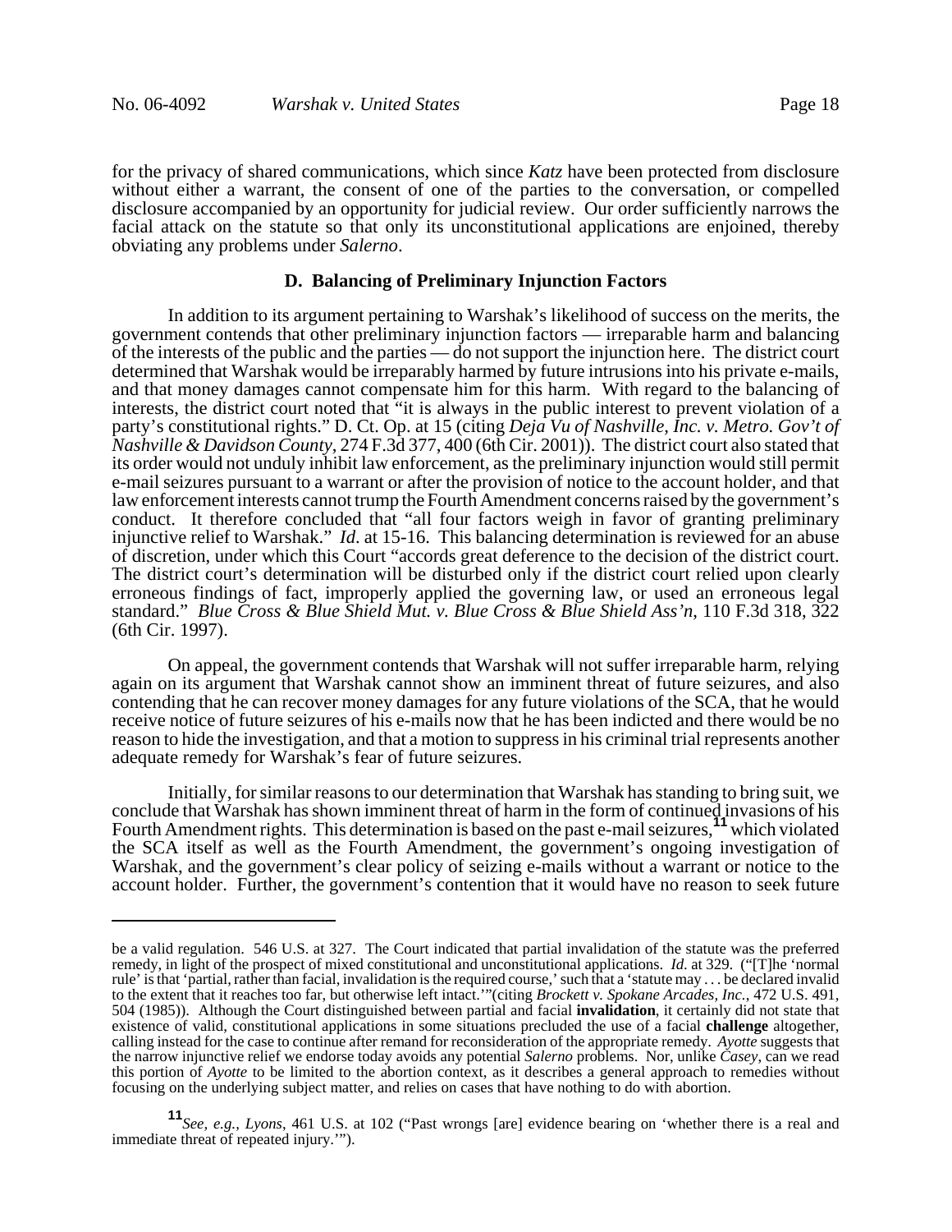for the privacy of shared communications, which since *Katz* have been protected from disclosure without either a warrant, the consent of one of the parties to the conversation, or compelled disclosure accompanied by an opportunity for judicial review. Our order sufficiently narrows the facial attack on the statute so that only its unconstitutional applications are enjoined, thereby obviating any problems under *Salerno*.

### D. Balancing of Preliminary Injunction Factors

In addition to its argument pertaining to Warshak's likelihood of success on the merits, the government contends that other preliminary injunction factors — irreparable harm and balancing of the interests of the public and the parties — do not support the injunction here. The district court determined that Warshak would be irreparably harmed by future intrusions into his private e-mails, and that money damages cannot compensate him for this harm. With regard to the balancing of interests, the district court noted that "it is always in the public interest to prevent violation of a party's constitutional rights." D. Ct. Op. at 15 (citing *Deja Vu of Nashville, Inc. v. Metro. Gov't of Nashville & Davidson County*, 274 F.3d 377, 400 (6th Cir. 2001)). The district court also stated that its order would not unduly inhibit law enforcement, as the preliminary injunction would still permit e-mail seizures pursuant to a warrant or after the provision of notice to the account holder, and that law enforcement interests cannot trump the Fourth Amendment concerns raised by the government's conduct. It therefore concluded that "all four factors weigh in favor of granting preliminary injunctive relief to Warshak." *Id.* at 15-16. This balancing determination is reviewed for an abuse of discretion, under which this Court "accords great deference to the decision of the district court. The district court's determination will be disturbed only if the district court relied upon clearly erroneous findings of fact, improperly applied the governing law, or used an erroneous legal standard." *Blue Cross & Blue Shield Mut. v. Blue Cross & Blue Shield Ass'n*, 110 F.3d 318, 322 (6th Cir. 1997).

On appeal, the government contends that Warshak will not suffer irreparable harm, relying again on its argument that Warshak cannot show an imminent threat of future seizures, and also contending that he can recover money damages for any future violations of the SCA, that he would receive notice of future seizures of his e-mails now that he has been indicted and there would be no reason to hide the investigation, and that a motion to suppress in his criminal trial represents another adequate remedy for Warshak's fear of future seizures.

Initially, for similar reasons to our determination that Warshak has standing to bring suit, we conclude that Warshak has shown imminent threat of harm in the form of continued invasions of his Fourth Amendment rights. This determination is based on the past e-mail seizures,[11] which violated the SCA itself as well as the Fourth Amendment, the government's ongoing investigation of Warshak, and the government's clear policy of seizing e-mails without a warrant or notice to the account holder. Further, the government's contention that it would have no reason to seek future

---

be a valid regulation. 546 U.S. at 327. The Court indicated that partial invalidation of the statute was the preferred remedy, in light of the prospect of mixed constitutional and unconstitutional applications. *Id.* at 329. ("[T]he 'normal rule' is that 'partial, rather than facial, invalidation is the required course,' such that a 'statute may . . . be declared invalid to the extent that it reaches too far, but otherwise left intact.'"(citing *Brockett v. Spokane Arcades, Inc.*, 472 U.S. 491, 504 (1985)). Although the Court distinguished between partial and facial **invalidation**, it certainly did not state that existence of valid, constitutional applications in some situations precluded the use of a facial **challenge** altogether, calling instead for the case to continue after remand for reconsideration of the appropriate remedy. *Ayotte* suggests that the narrow injunctive relief we endorse today avoids any potential *Salerno* problems. Nor, unlike *Casey*, can we read this portion of *Ayotte* to be limited to the abortion context, as it describes a general approach to remedies without focusing on the underlying subject matter, and relies on cases that have nothing to do with abortion.

[11] *See, e.g.*, *Lyons*, 461 U.S. at 102 ("Past wrongs [are] evidence bearing on 'whether there is a real and immediate threat of repeated injury.'").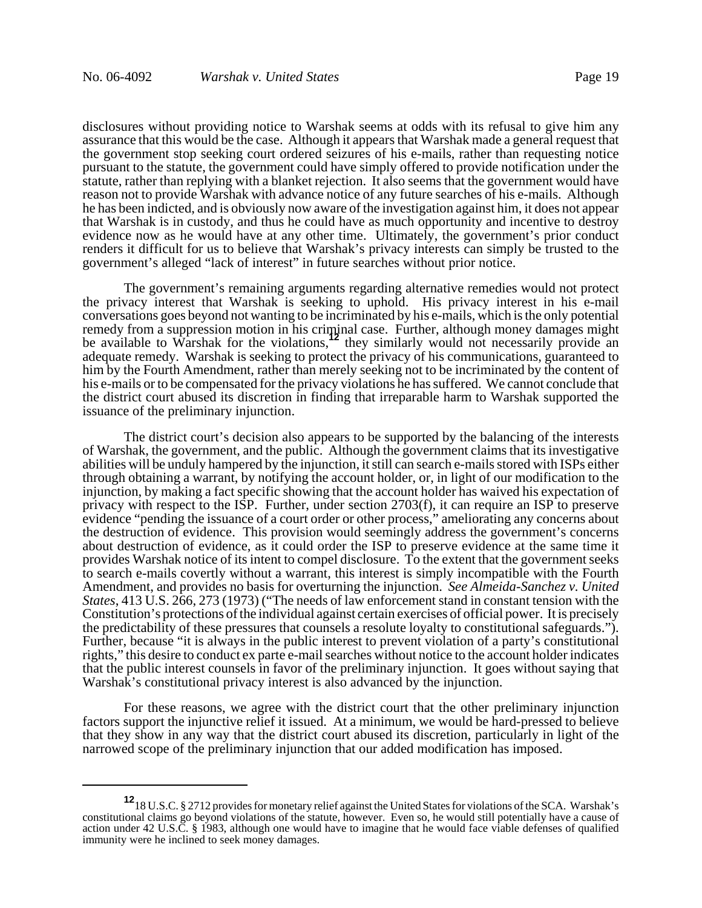disclosures without providing notice to Warshak seems at odds with its refusal to give him any assurance that this would be the case. Although it appears that Warshak made a general request that the government stop seeking court ordered seizures of his e-mails, rather than requesting notice pursuant to the statute, the government could have simply offered to provide notification under the statute, rather than replying with a blanket rejection. It also seems that the government would have reason not to provide Warshak with advance notice of any future searches of his e-mails. Although he has been indicted, and is obviously now aware of the investigation against him, it does not appear that Warshak is in custody, and thus he could have as much opportunity and incentive to destroy evidence now as he would have at any other time. Ultimately, the government's prior conduct renders it difficult for us to believe that Warshak's privacy interests can simply be trusted to the government's alleged "lack of interest" in future searches without prior notice.

The government's remaining arguments regarding alternative remedies would not protect the privacy interest that Warshak is seeking to uphold. His privacy interest in his e-mail conversations goes beyond not wanting to be incriminated by his e-mails, which is the only potential remedy from a suppression motion in his criminal case. Further, although money damages might be available to Warshak for the violations,[12] they similarly would not necessarily provide an adequate remedy. Warshak is seeking to protect the privacy of his communications, guaranteed to him by the Fourth Amendment, rather than merely seeking not to be incriminated by the content of his e-mails or to be compensated for the privacy violations he has suffered. We cannot conclude that the district court abused its discretion in finding that irreparable harm to Warshak supported the issuance of the preliminary injunction.

The district court's decision also appears to be supported by the balancing of the interests of Warshak, the government, and the public. Although the government claims that its investigative abilities will be unduly hampered by the injunction, it still can search e-mails stored with ISPs either through obtaining a warrant, by notifying the account holder, or, in light of our modification to the injunction, by making a fact specific showing that the account holder has waived his expectation of privacy with respect to the ISP. Further, under section 2703(f), it can require an ISP to preserve evidence "pending the issuance of a court order or other process," ameliorating any concerns about the destruction of evidence. This provision would seemingly address the government's concerns about destruction of evidence, as it could order the ISP to preserve evidence at the same time it provides Warshak notice of its intent to compel disclosure. To the extent that the government seeks to search e-mails covertly without a warrant, this interest is simply incompatible with the Fourth Amendment, and provides no basis for overturning the injunction. *See Almeida-Sanchez v. United States*, 413 U.S. 266, 273 (1973) ("The needs of law enforcement stand in constant tension with the Constitution's protections of the individual against certain exercises of official power. It is precisely the predictability of these pressures that counsels a resolute loyalty to constitutional safeguards."). Further, because "it is always in the public interest to prevent violation of a party's constitutional rights," this desire to conduct ex parte e-mail searches without notice to the account holder indicates that the public interest counsels in favor of the preliminary injunction. It goes without saying that Warshak's constitutional privacy interest is also advanced by the injunction.

For these reasons, we agree with the district court that the other preliminary injunction factors support the injunctive relief it issued. At a minimum, we would be hard-pressed to believe that they show in any way that the district court abused its discretion, particularly in light of the narrowed scope of the preliminary injunction that our added modification has imposed.

---

[12] 18 U.S.C. § 2712 provides for monetary relief against the United States for violations of the SCA. Warshak's constitutional claims go beyond violations of the statute, however. Even so, he would still potentially have a cause of action under 42 U.S.C. § 1983, although one would have to imagine that he would face viable defenses of qualified immunity were he inclined to seek money damages.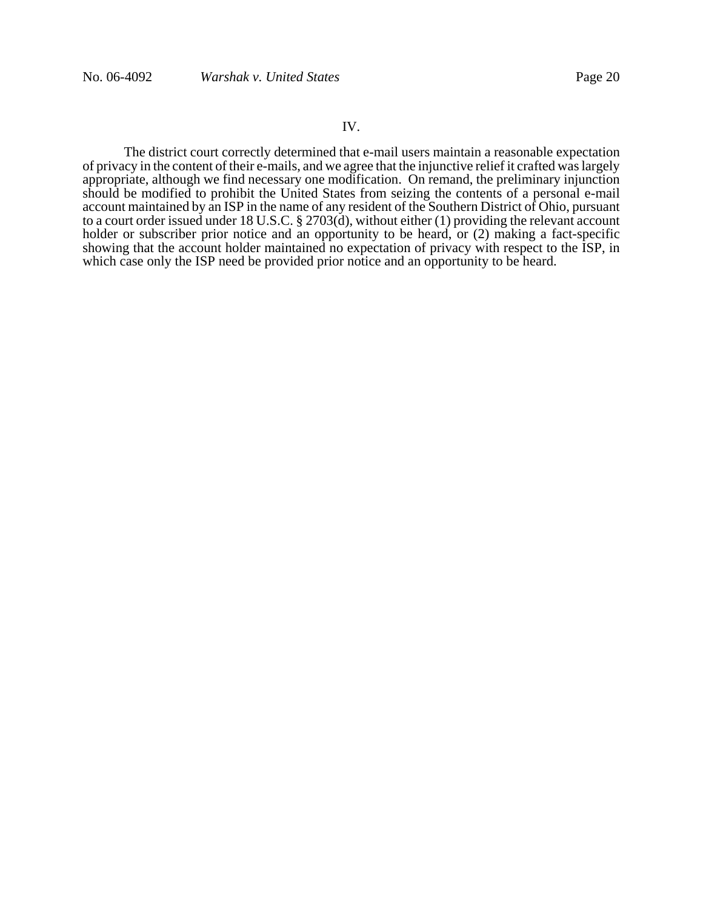## IV.

The district court correctly determined that e-mail users maintain a reasonable expectation of privacy in the content of their e-mails, and we agree that the injunctive relief it crafted was largely appropriate, although we find necessary one modification. On remand, the preliminary injunction should be modified to prohibit the United States from seizing the contents of a personal e-mail account maintained by an ISP in the name of any resident of the Southern District of Ohio, pursuant to a court order issued under 18 U.S.C. § 2703(d), without either (1) providing the relevant account holder or subscriber prior notice and an opportunity to be heard, or (2) making a fact-specific showing that the account holder maintained no expectation of privacy with respect to the ISP, in which case only the ISP need be provided prior notice and an opportunity to be heard.